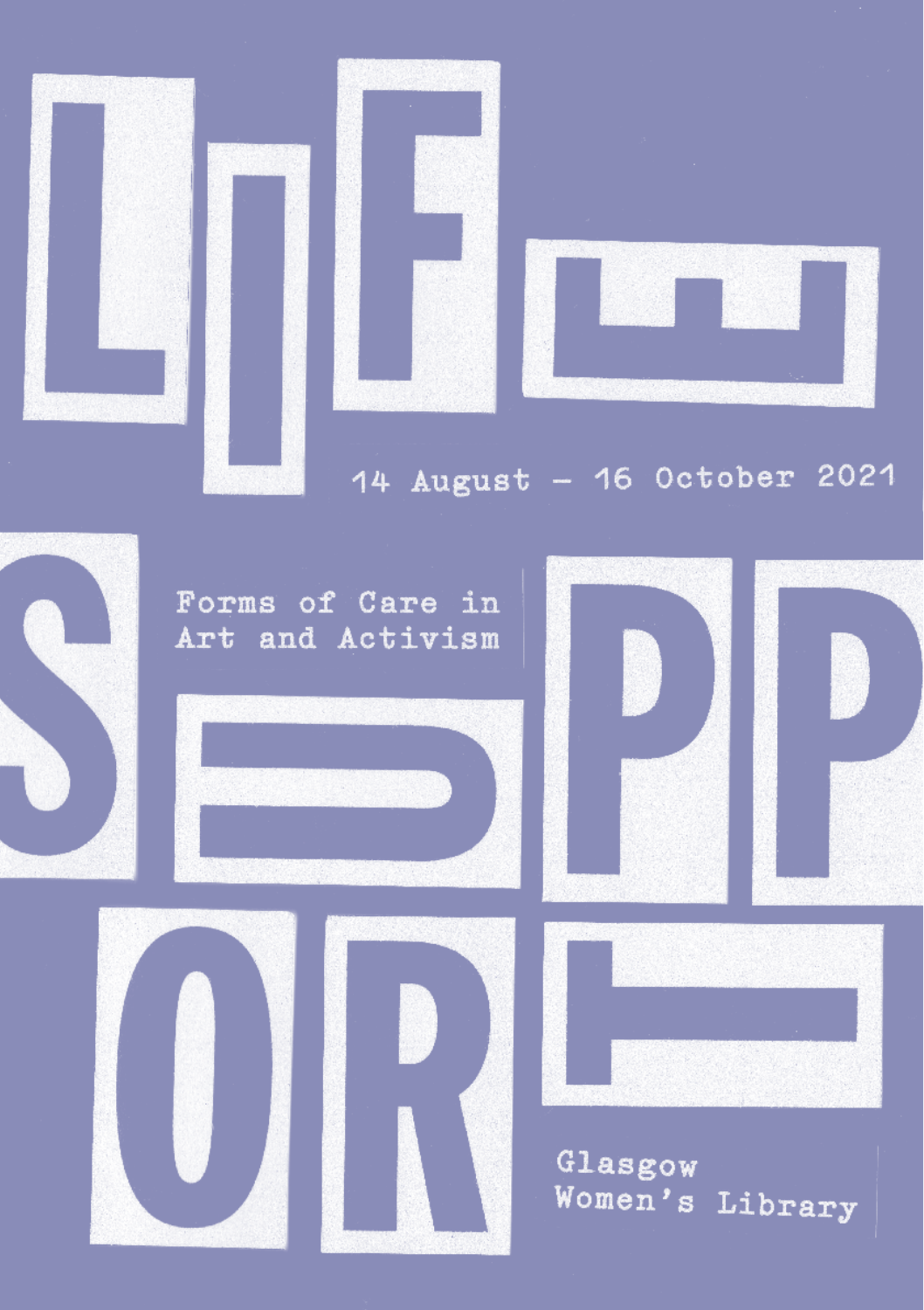# LIFE SUPPORT

14 August – 16 October 2021

Forms of Care in Art and Activism

Glasgow Women's Library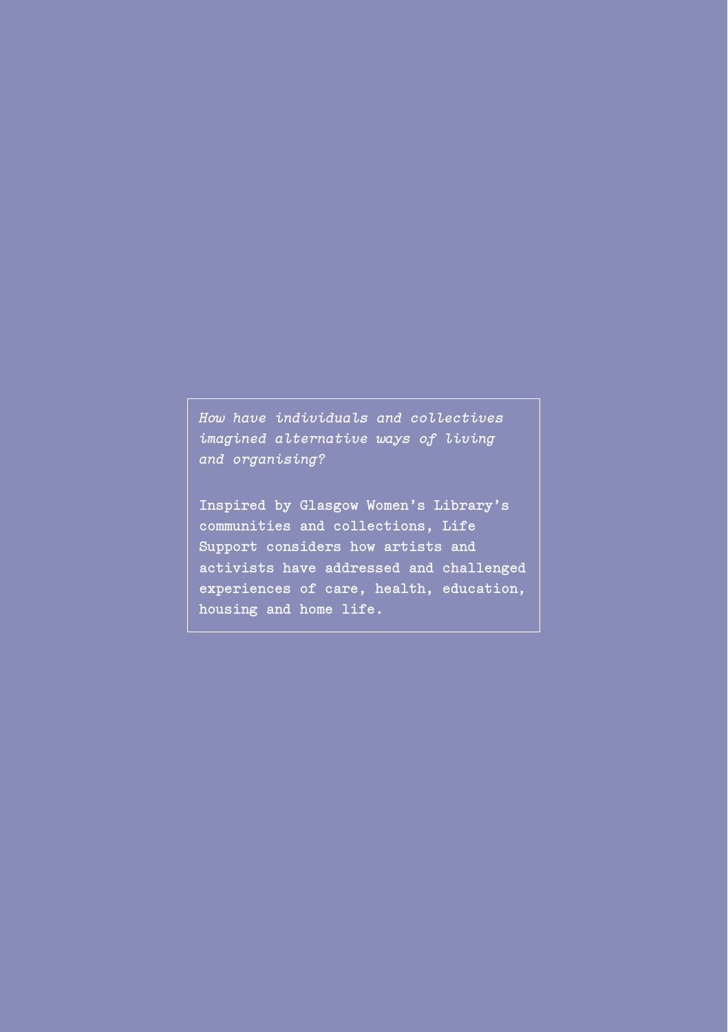*How have individuals and collectives imagined alternative ways of living and organising?*

Inspired by Glasgow Women's Library's communities and collections, Life Support considers how artists and activists have addressed and challenged experiences of care, health, education, housing and home life.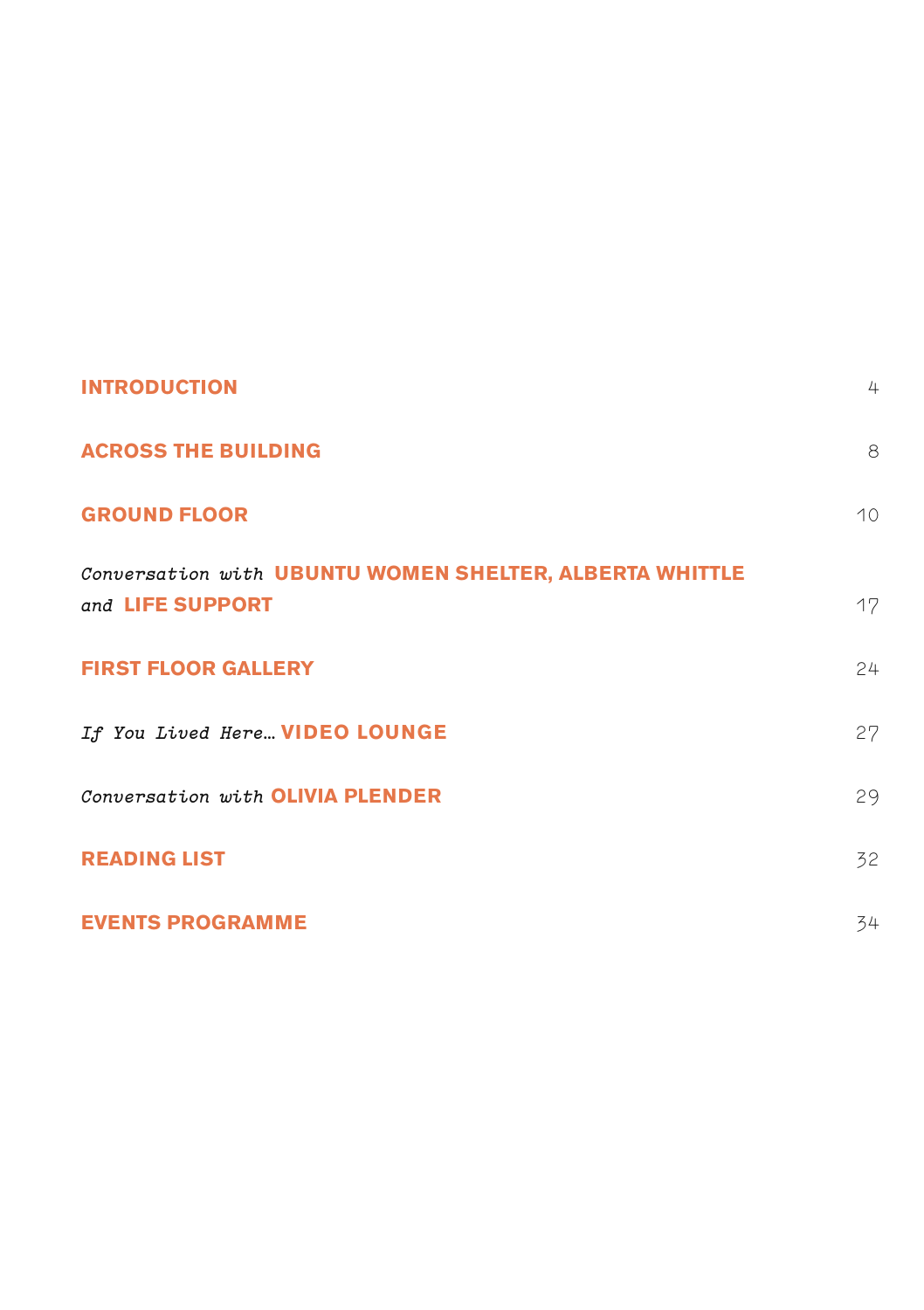| | |
|---|---|
| **INTRODUCTION** | 4 |
| **ACROSS THE BUILDING** | 8 |
| **GROUND FLOOR** | 10 |
| *Conversation with* **UBUNTU WOMEN SHELTER, ALBERTA WHITTLE** *and* **LIFE SUPPORT** | 17 |
| **FIRST FLOOR GALLERY** | 24 |
| *If You Lived Here…* **VIDEO LOUNGE** | 27 |
| *Conversation with* **OLIVIA PLENDER** | 29 |
| **READING LIST** | 32 |
| **EVENTS PROGRAMME** | 34 |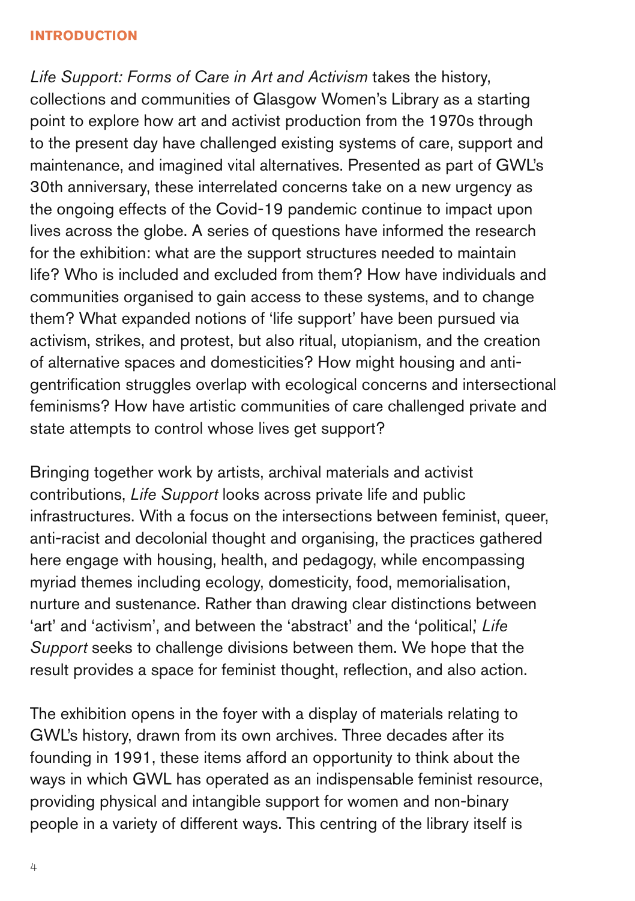## INTRODUCTION

*Life Support: Forms of Care in Art and Activism* takes the history, collections and communities of Glasgow Women's Library as a starting point to explore how art and activist production from the 1970s through to the present day have challenged existing systems of care, support and maintenance, and imagined vital alternatives. Presented as part of GWL's 30th anniversary, these interrelated concerns take on a new urgency as the ongoing effects of the Covid-19 pandemic continue to impact upon lives across the globe. A series of questions have informed the research for the exhibition: what are the support structures needed to maintain life? Who is included and excluded from them? How have individuals and communities organised to gain access to these systems, and to change them? What expanded notions of 'life support' have been pursued via activism, strikes, and protest, but also ritual, utopianism, and the creation of alternative spaces and domesticities? How might housing and anti-gentrification struggles overlap with ecological concerns and intersectional feminisms? How have artistic communities of care challenged private and state attempts to control whose lives get support?

Bringing together work by artists, archival materials and activist contributions, *Life Support* looks across private life and public infrastructures. With a focus on the intersections between feminist, queer, anti-racist and decolonial thought and organising, the practices gathered here engage with housing, health, and pedagogy, while encompassing myriad themes including ecology, domesticity, food, memorialisation, nurture and sustenance. Rather than drawing clear distinctions between 'art' and 'activism', and between the 'abstract' and the 'political,' *Life Support* seeks to challenge divisions between them. We hope that the result provides a space for feminist thought, reflection, and also action.

The exhibition opens in the foyer with a display of materials relating to GWL's history, drawn from its own archives. Three decades after its founding in 1991, these items afford an opportunity to think about the ways in which GWL has operated as an indispensable feminist resource, providing physical and intangible support for women and non-binary people in a variety of different ways. This centring of the library itself is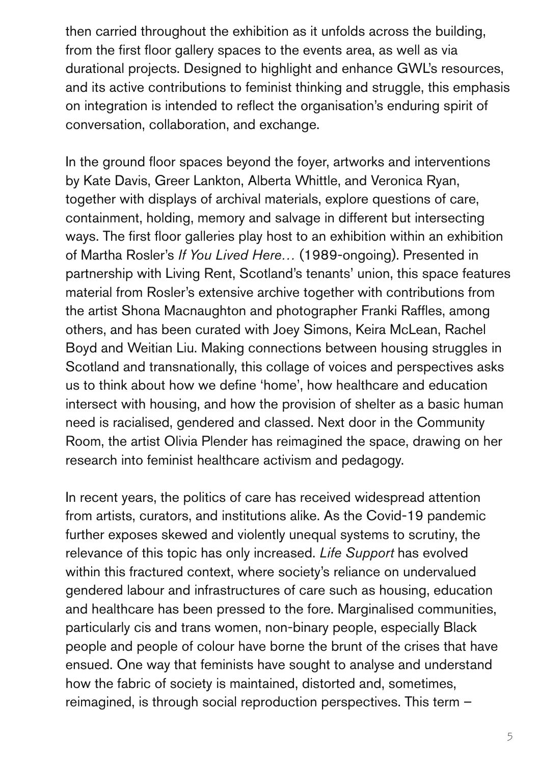then carried throughout the exhibition as it unfolds across the building, from the first floor gallery spaces to the events area, as well as via durational projects. Designed to highlight and enhance GWL's resources, and its active contributions to feminist thinking and struggle, this emphasis on integration is intended to reflect the organisation's enduring spirit of conversation, collaboration, and exchange.

In the ground floor spaces beyond the foyer, artworks and interventions by Kate Davis, Greer Lankton, Alberta Whittle, and Veronica Ryan, together with displays of archival materials, explore questions of care, containment, holding, memory and salvage in different but intersecting ways. The first floor galleries play host to an exhibition within an exhibition of Martha Rosler's *If You Lived Here…* (1989-ongoing). Presented in partnership with Living Rent, Scotland's tenants' union, this space features material from Rosler's extensive archive together with contributions from the artist Shona Macnaughton and photographer Franki Raffles, among others, and has been curated with Joey Simons, Keira McLean, Rachel Boyd and Weitian Liu. Making connections between housing struggles in Scotland and transnationally, this collage of voices and perspectives asks us to think about how we define 'home', how healthcare and education intersect with housing, and how the provision of shelter as a basic human need is racialised, gendered and classed. Next door in the Community Room, the artist Olivia Plender has reimagined the space, drawing on her research into feminist healthcare activism and pedagogy.

In recent years, the politics of care has received widespread attention from artists, curators, and institutions alike. As the Covid-19 pandemic further exposes skewed and violently unequal systems to scrutiny, the relevance of this topic has only increased. *Life Support* has evolved within this fractured context, where society's reliance on undervalued gendered labour and infrastructures of care such as housing, education and healthcare has been pressed to the fore. Marginalised communities, particularly cis and trans women, non-binary people, especially Black people and people of colour have borne the brunt of the crises that have ensued. One way that feminists have sought to analyse and understand how the fabric of society is maintained, distorted and, sometimes, reimagined, is through social reproduction perspectives. This term –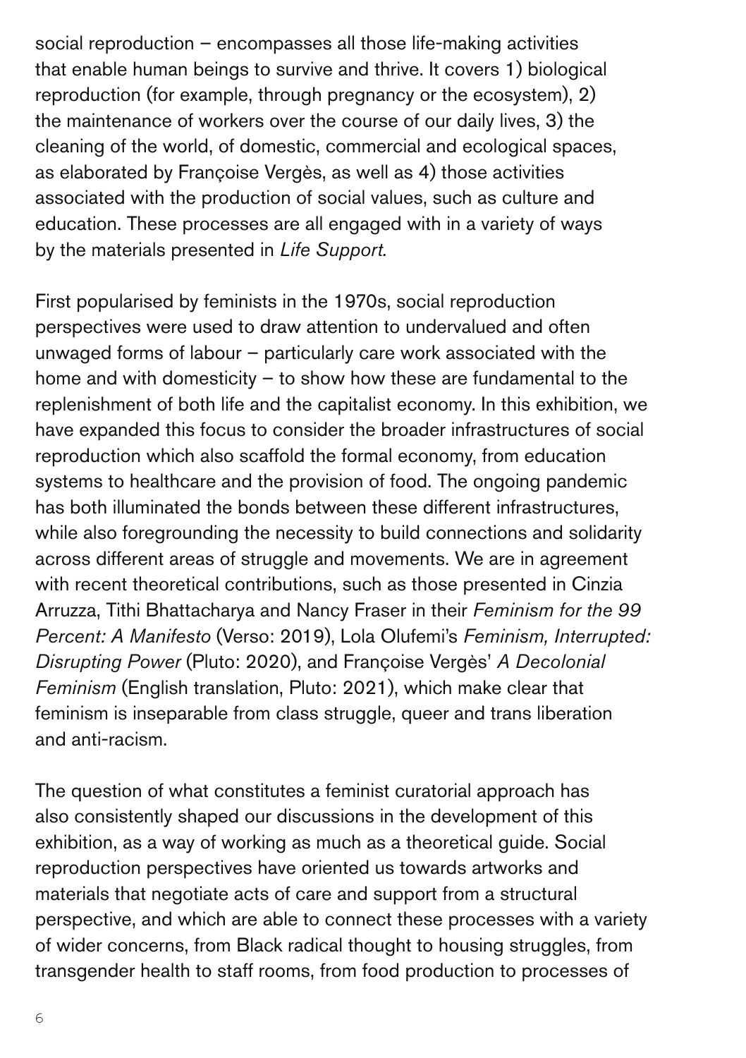social reproduction – encompasses all those life-making activities that enable human beings to survive and thrive. It covers 1) biological reproduction (for example, through pregnancy or the ecosystem), 2) the maintenance of workers over the course of our daily lives, 3) the cleaning of the world, of domestic, commercial and ecological spaces, as elaborated by Françoise Vergès, as well as 4) those activities associated with the production of social values, such as culture and education. These processes are all engaged with in a variety of ways by the materials presented in *Life Support.*

First popularised by feminists in the 1970s, social reproduction perspectives were used to draw attention to undervalued and often unwaged forms of labour – particularly care work associated with the home and with domesticity – to show how these are fundamental to the replenishment of both life and the capitalist economy. In this exhibition, we have expanded this focus to consider the broader infrastructures of social reproduction which also scaffold the formal economy, from education systems to healthcare and the provision of food. The ongoing pandemic has both illuminated the bonds between these different infrastructures, while also foregrounding the necessity to build connections and solidarity across different areas of struggle and movements. We are in agreement with recent theoretical contributions, such as those presented in Cinzia Arruzza, Tithi Bhattacharya and Nancy Fraser in their *Feminism for the 99 Percent: A Manifesto* (Verso: 2019), Lola Olufemi's *Feminism, Interrupted: Disrupting Power* (Pluto: 2020), and Françoise Vergès' *A Decolonial Feminism* (English translation, Pluto: 2021), which make clear that feminism is inseparable from class struggle, queer and trans liberation and anti-racism.

The question of what constitutes a feminist curatorial approach has also consistently shaped our discussions in the development of this exhibition, as a way of working as much as a theoretical guide. Social reproduction perspectives have oriented us towards artworks and materials that negotiate acts of care and support from a structural perspective, and which are able to connect these processes with a variety of wider concerns, from Black radical thought to housing struggles, from transgender health to staff rooms, from food production to processes of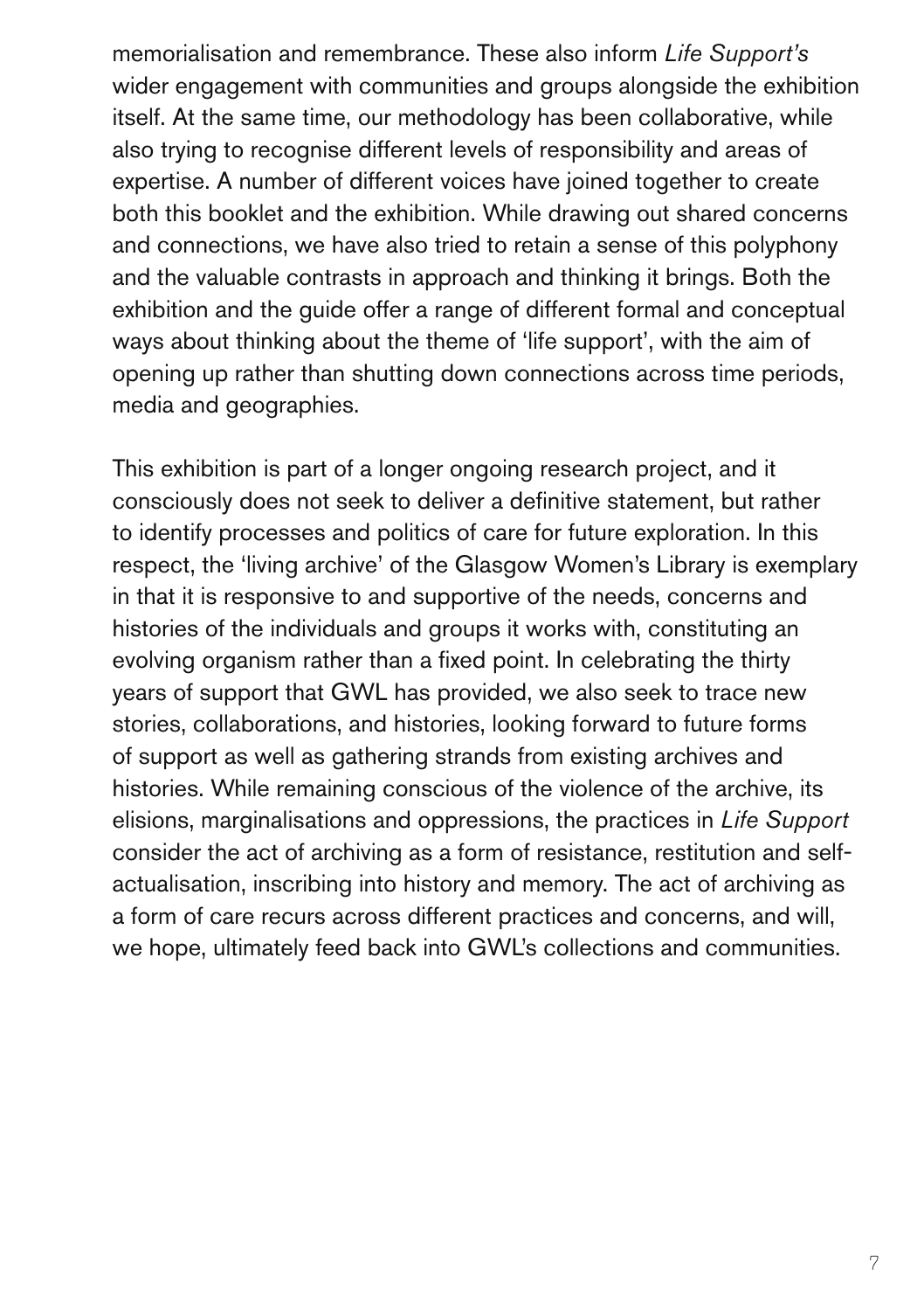memorialisation and remembrance. These also inform *Life Support's* wider engagement with communities and groups alongside the exhibition itself. At the same time, our methodology has been collaborative, while also trying to recognise different levels of responsibility and areas of expertise. A number of different voices have joined together to create both this booklet and the exhibition. While drawing out shared concerns and connections, we have also tried to retain a sense of this polyphony and the valuable contrasts in approach and thinking it brings. Both the exhibition and the guide offer a range of different formal and conceptual ways about thinking about the theme of 'life support', with the aim of opening up rather than shutting down connections across time periods, media and geographies.

This exhibition is part of a longer ongoing research project, and it consciously does not seek to deliver a definitive statement, but rather to identify processes and politics of care for future exploration. In this respect, the 'living archive' of the Glasgow Women's Library is exemplary in that it is responsive to and supportive of the needs, concerns and histories of the individuals and groups it works with, constituting an evolving organism rather than a fixed point. In celebrating the thirty years of support that GWL has provided, we also seek to trace new stories, collaborations, and histories, looking forward to future forms of support as well as gathering strands from existing archives and histories. While remaining conscious of the violence of the archive, its elisions, marginalisations and oppressions, the practices in *Life Support* consider the act of archiving as a form of resistance, restitution and self-actualisation, inscribing into history and memory. The act of archiving as a form of care recurs across different practices and concerns, and will, we hope, ultimately feed back into GWL's collections and communities.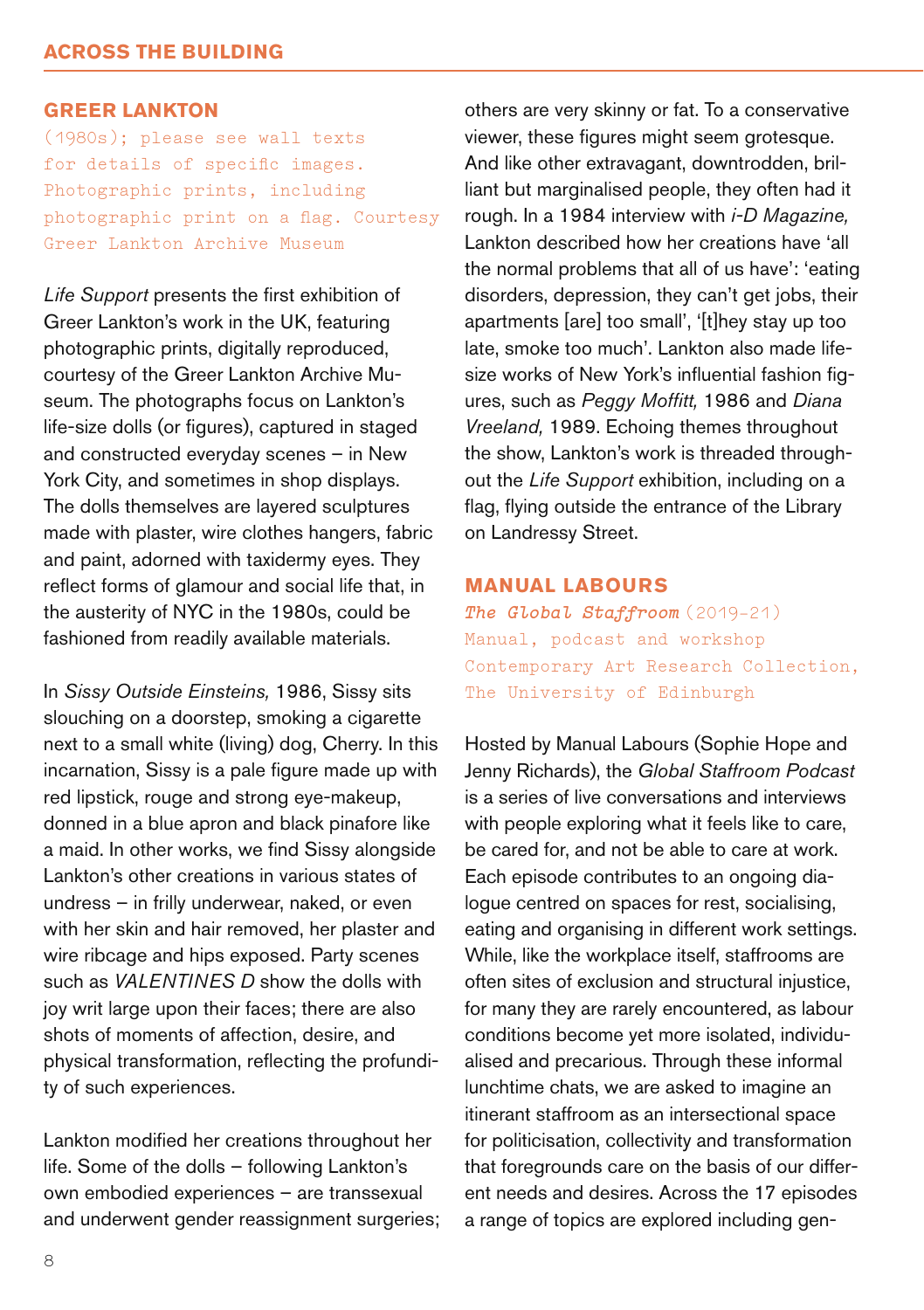## ACROSS THE BUILDING

### GREER LANKTON

(1980s); please see wall texts for details of specific images. Photographic prints, including photographic print on a flag. Courtesy Greer Lankton Archive Museum

*Life Support* presents the first exhibition of Greer Lankton's work in the UK, featuring photographic prints, digitally reproduced, courtesy of the Greer Lankton Archive Museum. The photographs focus on Lankton's life-size dolls (or figures), captured in staged and constructed everyday scenes – in New York City, and sometimes in shop displays. The dolls themselves are layered sculptures made with plaster, wire clothes hangers, fabric and paint, adorned with taxidermy eyes. They reflect forms of glamour and social life that, in the austerity of NYC in the 1980s, could be fashioned from readily available materials.

In *Sissy Outside Einsteins,* 1986, Sissy sits slouching on a doorstep, smoking a cigarette next to a small white (living) dog, Cherry. In this incarnation, Sissy is a pale figure made up with red lipstick, rouge and strong eye-makeup, donned in a blue apron and black pinafore like a maid. In other works, we find Sissy alongside Lankton's other creations in various states of undress – in frilly underwear, naked, or even with her skin and hair removed, her plaster and wire ribcage and hips exposed. Party scenes such as *VALENTINES D* show the dolls with joy writ large upon their faces; there are also shots of moments of affection, desire, and physical transformation, reflecting the profundity of such experiences.

Lankton modified her creations throughout her life. Some of the dolls – following Lankton's own embodied experiences – are transsexual and underwent gender reassignment surgeries; others are very skinny or fat. To a conservative viewer, these figures might seem grotesque. And like other extravagant, downtrodden, brilliant but marginalised people, they often had it rough. In a 1984 interview with *i-D Magazine,* Lankton described how her creations have 'all the normal problems that all of us have': 'eating disorders, depression, they can't get jobs, their apartments [are] too small', '[t]hey stay up too late, smoke too much'. Lankton also made life-size works of New York's influential fashion figures, such as *Peggy Moffitt,* 1986 and *Diana Vreeland,* 1989. Echoing themes throughout the show, Lankton's work is threaded throughout the *Life Support* exhibition, including on a flag, flying outside the entrance of the Library on Landressy Street.

### MANUAL LABOURS

*The Global Staffroom* (2019–21)
Manual, podcast and workshop
Contemporary Art Research Collection, The University of Edinburgh

Hosted by Manual Labours (Sophie Hope and Jenny Richards), the *Global Staffroom Podcast* is a series of live conversations and interviews with people exploring what it feels like to care, be cared for, and not be able to care at work. Each episode contributes to an ongoing dialogue centred on spaces for rest, socialising, eating and organising in different work settings. While, like the workplace itself, staffrooms are often sites of exclusion and structural injustice, for many they are rarely encountered, as labour conditions become yet more isolated, individualised and precarious. Through these informal lunchtime chats, we are asked to imagine an itinerant staffroom as an intersectional space for politicisation, collectivity and transformation that foregrounds care on the basis of our different needs and desires. Across the 17 episodes a range of topics are explored including gen-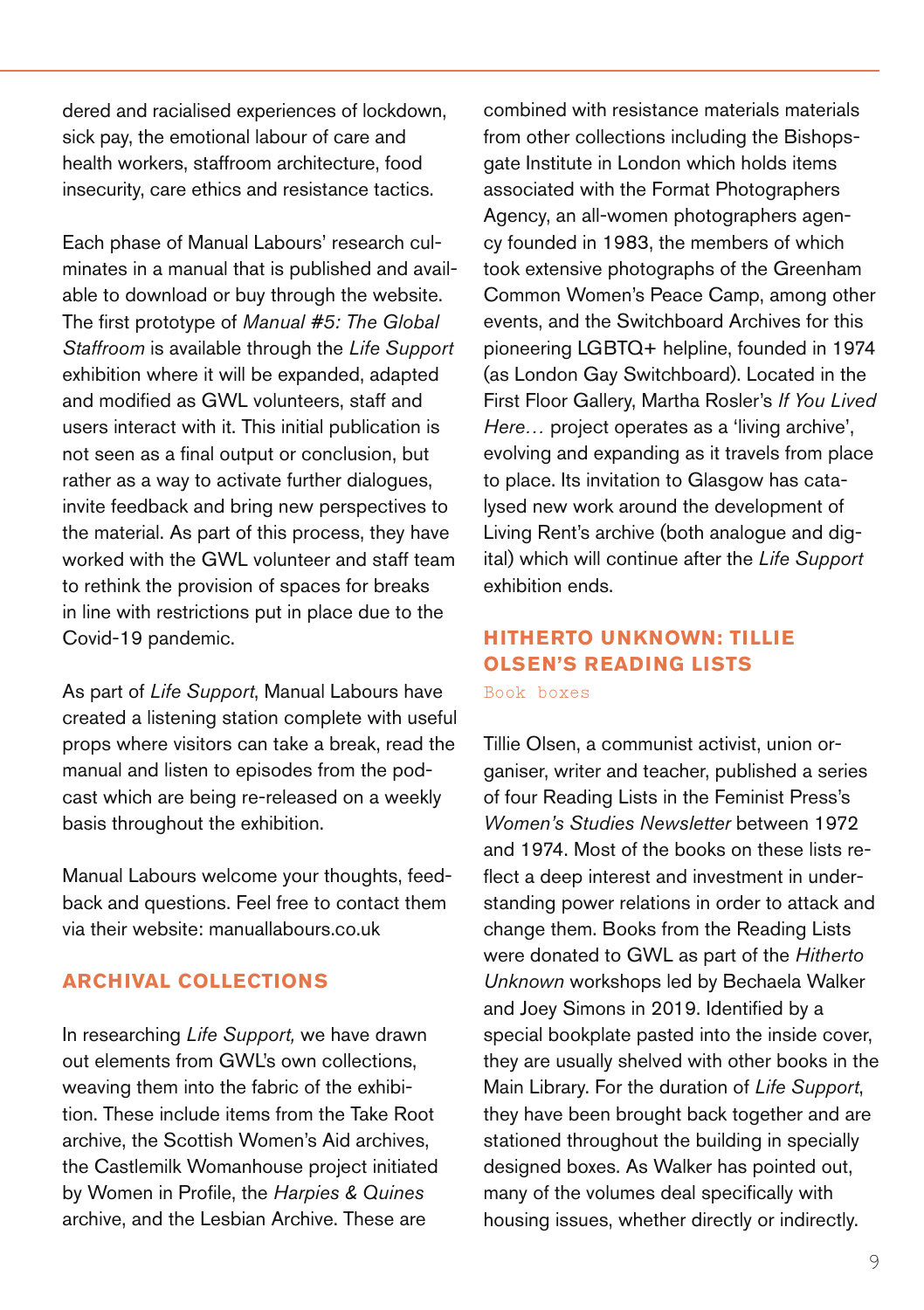dered and racialised experiences of lockdown, sick pay, the emotional labour of care and health workers, staffroom architecture, food insecurity, care ethics and resistance tactics.

Each phase of Manual Labours' research culminates in a manual that is published and available to download or buy through the website. The first prototype of *Manual #5: The Global Staffroom* is available through the *Life Support* exhibition where it will be expanded, adapted and modified as GWL volunteers, staff and users interact with it. This initial publication is not seen as a final output or conclusion, but rather as a way to activate further dialogues, invite feedback and bring new perspectives to the material. As part of this process, they have worked with the GWL volunteer and staff team to rethink the provision of spaces for breaks in line with restrictions put in place due to the Covid-19 pandemic.

As part of *Life Support*, Manual Labours have created a listening station complete with useful props where visitors can take a break, read the manual and listen to episodes from the podcast which are being re-released on a weekly basis throughout the exhibition.

Manual Labours welcome your thoughts, feedback and questions. Feel free to contact them via their website: manuallabours.co.uk

## ARCHIVAL COLLECTIONS

In researching *Life Support,* we have drawn out elements from GWL's own collections, weaving them into the fabric of the exhibition. These include items from the Take Root archive, the Scottish Women's Aid archives, the Castlemilk Womanhouse project initiated by Women in Profile, the *Harpies & Quines* archive, and the Lesbian Archive. These are combined with resistance materials materials from other collections including the Bishopsgate Institute in London which holds items associated with the Format Photographers Agency, an all-women photographers agency founded in 1983, the members of which took extensive photographs of the Greenham Common Women's Peace Camp, among other events, and the Switchboard Archives for this pioneering LGBTQ+ helpline, founded in 1974 (as London Gay Switchboard). Located in the First Floor Gallery, Martha Rosler's *If You Lived Here…* project operates as a 'living archive', evolving and expanding as it travels from place to place. Its invitation to Glasgow has catalysed new work around the development of Living Rent's archive (both analogue and digital) which will continue after the *Life Support* exhibition ends.

## HITHERTO UNKNOWN: TILLIE OLSEN'S READING LISTS

Book boxes

Tillie Olsen, a communist activist, union organiser, writer and teacher, published a series of four Reading Lists in the Feminist Press's *Women's Studies Newsletter* between 1972 and 1974. Most of the books on these lists reflect a deep interest and investment in understanding power relations in order to attack and change them. Books from the Reading Lists were donated to GWL as part of the *Hitherto Unknown* workshops led by Bechaela Walker and Joey Simons in 2019. Identified by a special bookplate pasted into the inside cover, they are usually shelved with other books in the Main Library. For the duration of *Life Support*, they have been brought back together and are stationed throughout the building in specially designed boxes. As Walker has pointed out, many of the volumes deal specifically with housing issues, whether directly or indirectly.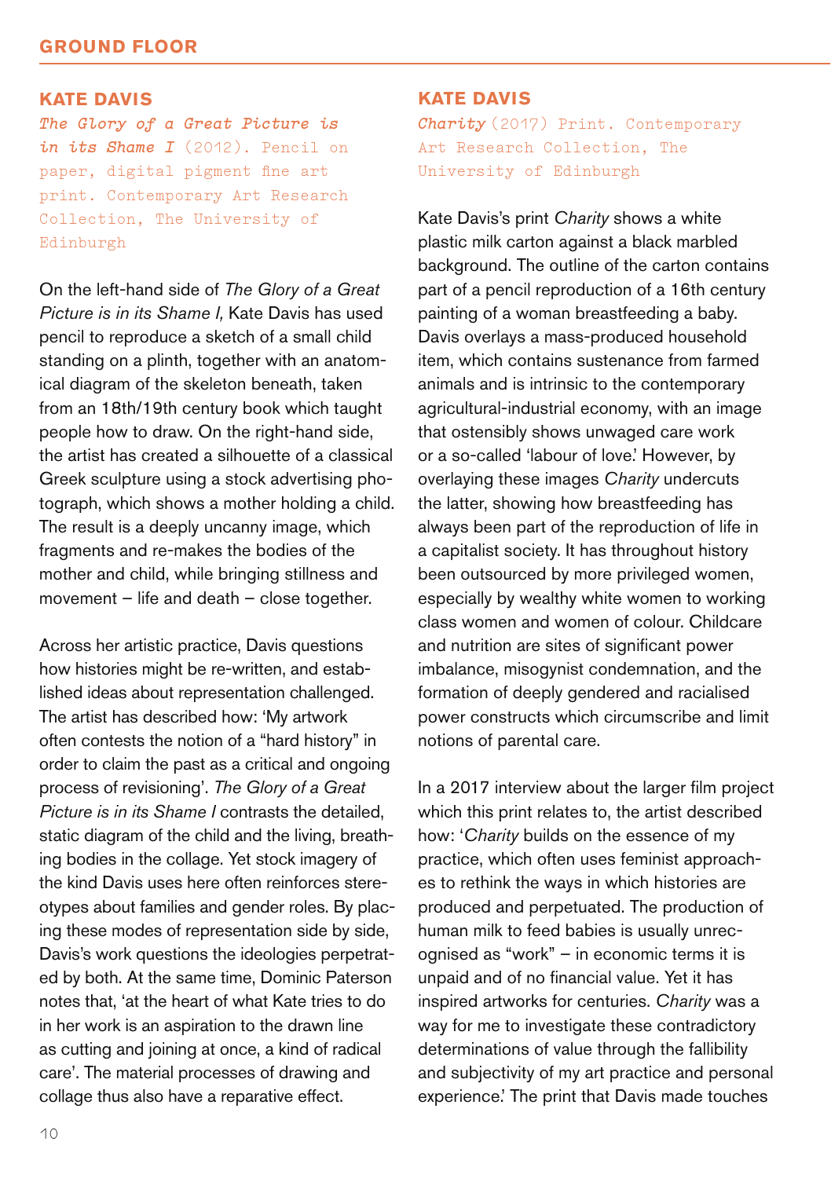## KATE DAVIS

*The Glory of a Great Picture is in its Shame I* (2012). Pencil on paper, digital pigment fine art print. Contemporary Art Research Collection, The University of Edinburgh

On the left-hand side of *The Glory of a Great Picture is in its Shame I,* Kate Davis has used pencil to reproduce a sketch of a small child standing on a plinth, together with an anatomical diagram of the skeleton beneath, taken from an 18th/19th century book which taught people how to draw. On the right-hand side, the artist has created a silhouette of a classical Greek sculpture using a stock advertising photograph, which shows a mother holding a child. The result is a deeply uncanny image, which fragments and re-makes the bodies of the mother and child, while bringing stillness and movement – life and death – close together.

Across her artistic practice, Davis questions how histories might be re-written, and established ideas about representation challenged. The artist has described how: 'My artwork often contests the notion of a "hard history" in order to claim the past as a critical and ongoing process of revisioning'. *The Glory of a Great Picture is in its Shame I* contrasts the detailed, static diagram of the child and the living, breathing bodies in the collage. Yet stock imagery of the kind Davis uses here often reinforces stereotypes about families and gender roles. By placing these modes of representation side by side, Davis's work questions the ideologies perpetrated by both. At the same time, Dominic Paterson notes that, 'at the heart of what Kate tries to do in her work is an aspiration to the drawn line as cutting and joining at once, a kind of radical care'. The material processes of drawing and collage thus also have a reparative effect.

## KATE DAVIS

*Charity* (2017) Print. Contemporary Art Research Collection, The University of Edinburgh

Kate Davis's print *Charity* shows a white plastic milk carton against a black marbled background. The outline of the carton contains part of a pencil reproduction of a 16th century painting of a woman breastfeeding a baby. Davis overlays a mass-produced household item, which contains sustenance from farmed animals and is intrinsic to the contemporary agricultural-industrial economy, with an image that ostensibly shows unwaged care work or a so-called 'labour of love.' However, by overlaying these images *Charity* undercuts the latter, showing how breastfeeding has always been part of the reproduction of life in a capitalist society. It has throughout history been outsourced by more privileged women, especially by wealthy white women to working class women and women of colour. Childcare and nutrition are sites of significant power imbalance, misogynist condemnation, and the formation of deeply gendered and racialised power constructs which circumscribe and limit notions of parental care.

In a 2017 interview about the larger film project which this print relates to, the artist described how: '*Charity* builds on the essence of my practice, which often uses feminist approaches to rethink the ways in which histories are produced and perpetuated. The production of human milk to feed babies is usually unrecognised as "work" – in economic terms it is unpaid and of no financial value. Yet it has inspired artworks for centuries. *Charity* was a way for me to investigate these contradictory determinations of value through the fallibility and subjectivity of my art practice and personal experience.' The print that Davis made touches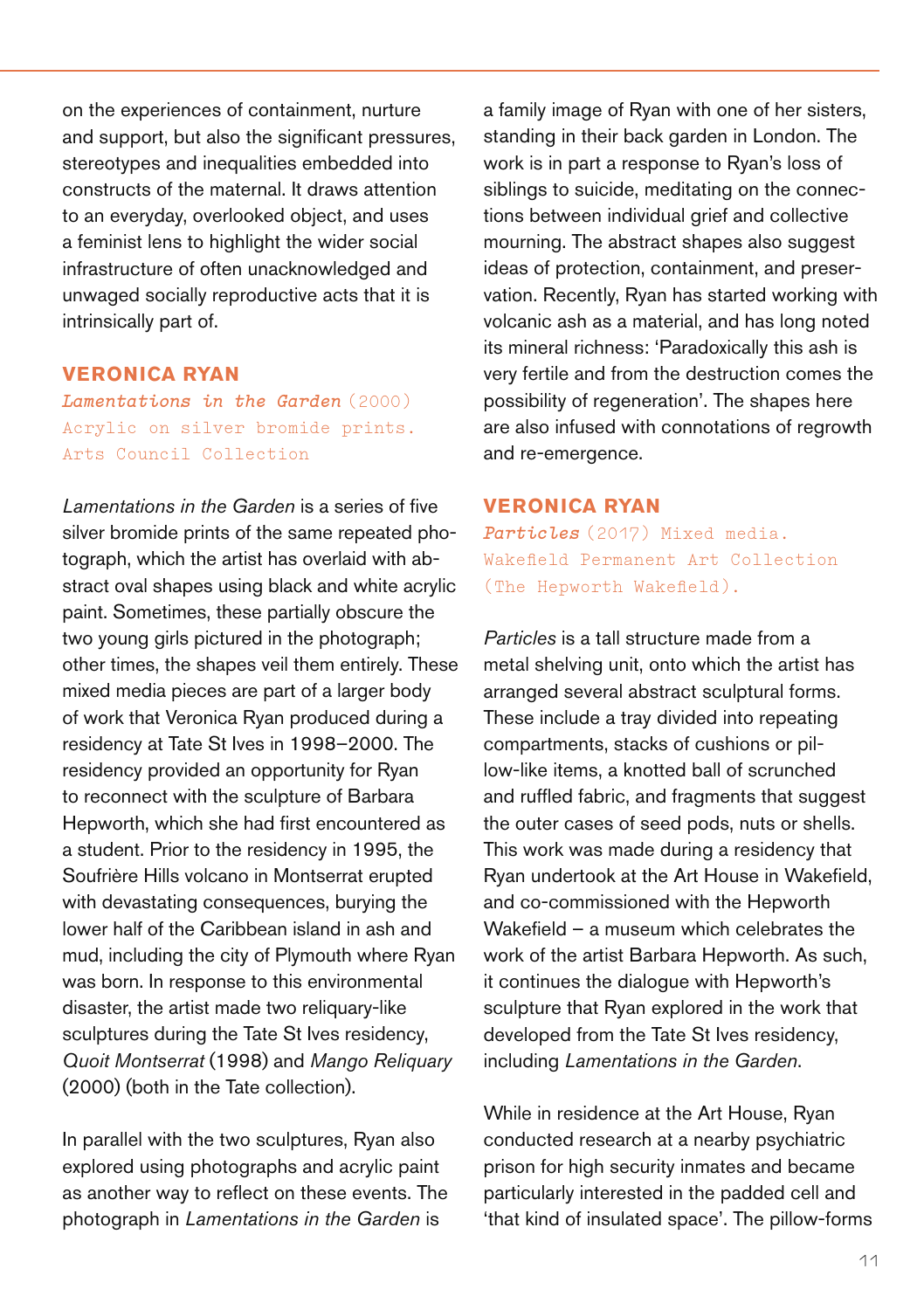on the experiences of containment, nurture and support, but also the significant pressures, stereotypes and inequalities embedded into constructs of the maternal. It draws attention to an everyday, overlooked object, and uses a feminist lens to highlight the wider social infrastructure of often unacknowledged and unwaged socially reproductive acts that it is intrinsically part of.

## VERONICA RYAN

*Lamentations in the Garden* (2000)
Acrylic on silver bromide prints.
Arts Council Collection

*Lamentations in the Garden* is a series of five silver bromide prints of the same repeated photograph, which the artist has overlaid with abstract oval shapes using black and white acrylic paint. Sometimes, these partially obscure the two young girls pictured in the photograph; other times, the shapes veil them entirely. These mixed media pieces are part of a larger body of work that Veronica Ryan produced during a residency at Tate St Ives in 1998–2000. The residency provided an opportunity for Ryan to reconnect with the sculpture of Barbara Hepworth, which she had first encountered as a student. Prior to the residency in 1995, the Soufrière Hills volcano in Montserrat erupted with devastating consequences, burying the lower half of the Caribbean island in ash and mud, including the city of Plymouth where Ryan was born. In response to this environmental disaster, the artist made two reliquary-like sculptures during the Tate St Ives residency, *Quoit Montserrat* (1998) and *Mango Reliquary* (2000) (both in the Tate collection).

In parallel with the two sculptures, Ryan also explored using photographs and acrylic paint as another way to reflect on these events. The photograph in *Lamentations in the Garden* is a family image of Ryan with one of her sisters, standing in their back garden in London. The work is in part a response to Ryan's loss of siblings to suicide, meditating on the connections between individual grief and collective mourning. The abstract shapes also suggest ideas of protection, containment, and preservation. Recently, Ryan has started working with volcanic ash as a material, and has long noted its mineral richness: 'Paradoxically this ash is very fertile and from the destruction comes the possibility of regeneration'. The shapes here are also infused with connotations of regrowth and re-emergence.

## VERONICA RYAN

*Particles* (2017) Mixed media.
Wakefield Permanent Art Collection (The Hepworth Wakefield).

*Particles* is a tall structure made from a metal shelving unit, onto which the artist has arranged several abstract sculptural forms. These include a tray divided into repeating compartments, stacks of cushions or pillow-like items, a knotted ball of scrunched and ruffled fabric, and fragments that suggest the outer cases of seed pods, nuts or shells. This work was made during a residency that Ryan undertook at the Art House in Wakefield, and co-commissioned with the Hepworth Wakefield – a museum which celebrates the work of the artist Barbara Hepworth. As such, it continues the dialogue with Hepworth's sculpture that Ryan explored in the work that developed from the Tate St Ives residency, including *Lamentations in the Garden*.

While in residence at the Art House, Ryan conducted research at a nearby psychiatric prison for high security inmates and became particularly interested in the padded cell and 'that kind of insulated space'. The pillow-forms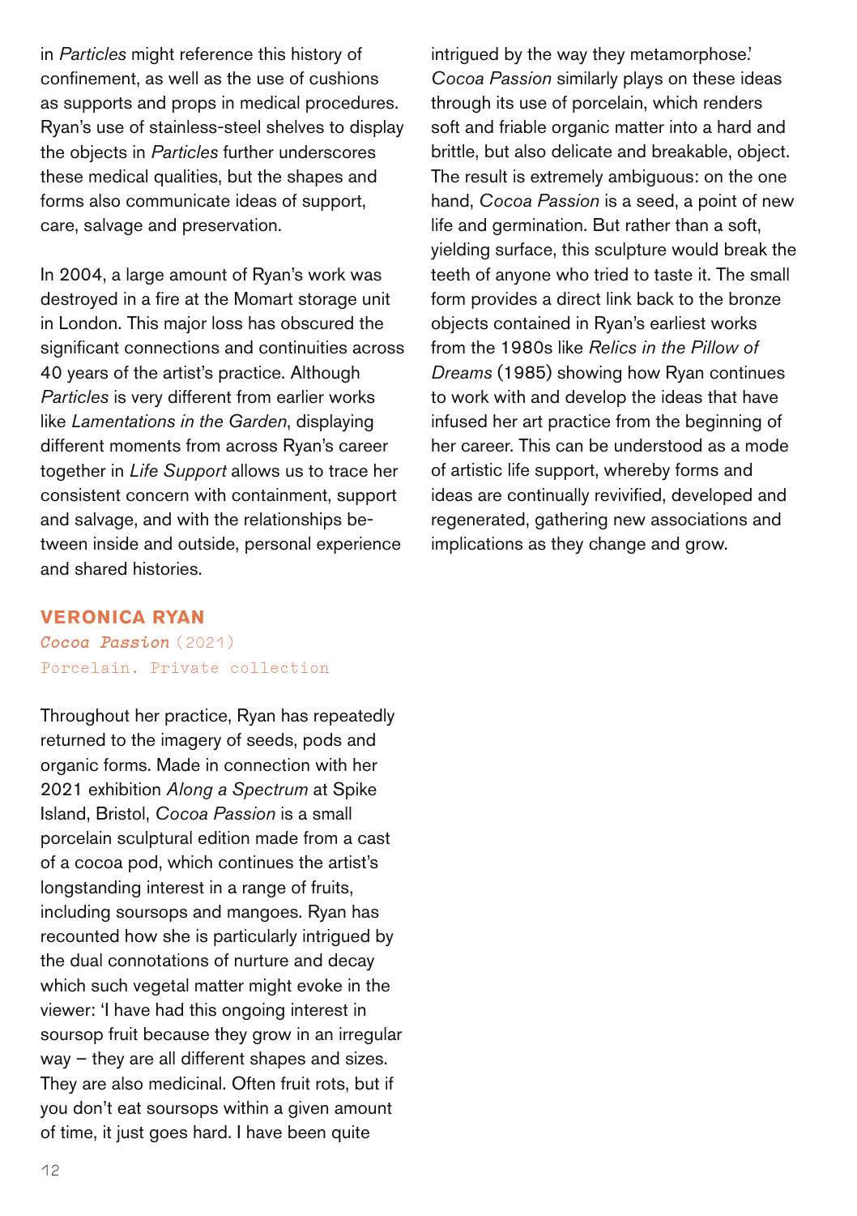in *Particles* might reference this history of confinement, as well as the use of cushions as supports and props in medical procedures. Ryan's use of stainless-steel shelves to display the objects in *Particles* further underscores these medical qualities, but the shapes and forms also communicate ideas of support, care, salvage and preservation.

In 2004, a large amount of Ryan's work was destroyed in a fire at the Momart storage unit in London. This major loss has obscured the significant connections and continuities across 40 years of the artist's practice. Although *Particles* is very different from earlier works like *Lamentations in the Garden*, displaying different moments from across Ryan's career together in *Life Support* allows us to trace her consistent concern with containment, support and salvage, and with the relationships between inside and outside, personal experience and shared histories.

## VERONICA RYAN

*Cocoa Passion* (2021)
Porcelain. Private collection

Throughout her practice, Ryan has repeatedly returned to the imagery of seeds, pods and organic forms. Made in connection with her 2021 exhibition *Along a Spectrum* at Spike Island, Bristol, *Cocoa Passion* is a small porcelain sculptural edition made from a cast of a cocoa pod, which continues the artist's longstanding interest in a range of fruits, including soursops and mangoes. Ryan has recounted how she is particularly intrigued by the dual connotations of nurture and decay which such vegetal matter might evoke in the viewer: 'I have had this ongoing interest in soursop fruit because they grow in an irregular way – they are all different shapes and sizes. They are also medicinal. Often fruit rots, but if you don't eat soursops within a given amount of time, it just goes hard. I have been quite intrigued by the way they metamorphose.' *Cocoa Passion* similarly plays on these ideas through its use of porcelain, which renders soft and friable organic matter into a hard and brittle, but also delicate and breakable, object. The result is extremely ambiguous: on the one hand, *Cocoa Passion* is a seed, a point of new life and germination. But rather than a soft, yielding surface, this sculpture would break the teeth of anyone who tried to taste it. The small form provides a direct link back to the bronze objects contained in Ryan's earliest works from the 1980s like *Relics in the Pillow of Dreams* (1985) showing how Ryan continues to work with and develop the ideas that have infused her art practice from the beginning of her career. This can be understood as a mode of artistic life support, whereby forms and ideas are continually revivified, developed and regenerated, gathering new associations and implications as they change and grow.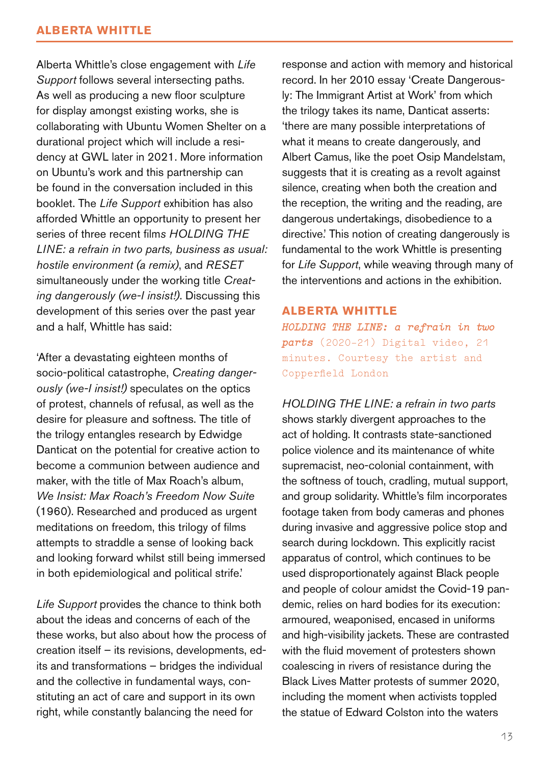## ALBERTA WHITTLE

Alberta Whittle's close engagement with *Life Support* follows several intersecting paths. As well as producing a new floor sculpture for display amongst existing works, she is collaborating with Ubuntu Women Shelter on a durational project which will include a residency at GWL later in 2021. More information on Ubuntu's work and this partnership can be found in the conversation included in this booklet. The *Life Support* exhibition has also afforded Whittle an opportunity to present her series of three recent films *HOLDING THE LINE: a refrain in two parts, business as usual: hostile environment (a remix)*, and *RESET* simultaneously under the working title *Creating dangerously (we-I insist!)*. Discussing this development of this series over the past year and a half, Whittle has said:

'After a devastating eighteen months of socio-political catastrophe, *Creating dangerously (we-I insist!)* speculates on the optics of protest, channels of refusal, as well as the desire for pleasure and softness. The title of the trilogy entangles research by Edwidge Danticat on the potential for creative action to become a communion between audience and maker, with the title of Max Roach's album, *We Insist: Max Roach's Freedom Now Suite* (1960). Researched and produced as urgent meditations on freedom, this trilogy of films attempts to straddle a sense of looking back and looking forward whilst still being immersed in both epidemiological and political strife.'

*Life Support* provides the chance to think both about the ideas and concerns of each of the these works, but also about how the process of creation itself – its revisions, developments, edits and transformations – bridges the individual and the collective in fundamental ways, constituting an act of care and support in its own right, while constantly balancing the need for response and action with memory and historical record. In her 2010 essay 'Create Dangerously: The Immigrant Artist at Work' from which the trilogy takes its name, Danticat asserts: 'there are many possible interpretations of what it means to create dangerously, and Albert Camus, like the poet Osip Mandelstam, suggests that it is creating as a revolt against silence, creating when both the creation and the reception, the writing and the reading, are dangerous undertakings, disobedience to a directive.' This notion of creating dangerously is fundamental to the work Whittle is presenting for *Life Support*, while weaving through many of the interventions and actions in the exhibition.

### ALBERTA WHITTLE

*HOLDING THE LINE: a refrain in two parts* (2020-21) Digital video, 21 minutes. Courtesy the artist and Copperfield London

*HOLDING THE LINE: a refrain in two parts* shows starkly divergent approaches to the act of holding. It contrasts state-sanctioned police violence and its maintenance of white supremacist, neo-colonial containment, with the softness of touch, cradling, mutual support, and group solidarity. Whittle's film incorporates footage taken from body cameras and phones during invasive and aggressive police stop and search during lockdown. This explicitly racist apparatus of control, which continues to be used disproportionately against Black people and people of colour amidst the Covid-19 pandemic, relies on hard bodies for its execution: armoured, weaponised, encased in uniforms and high-visibility jackets. These are contrasted with the fluid movement of protesters shown coalescing in rivers of resistance during the Black Lives Matter protests of summer 2020, including the moment when activists toppled the statue of Edward Colston into the waters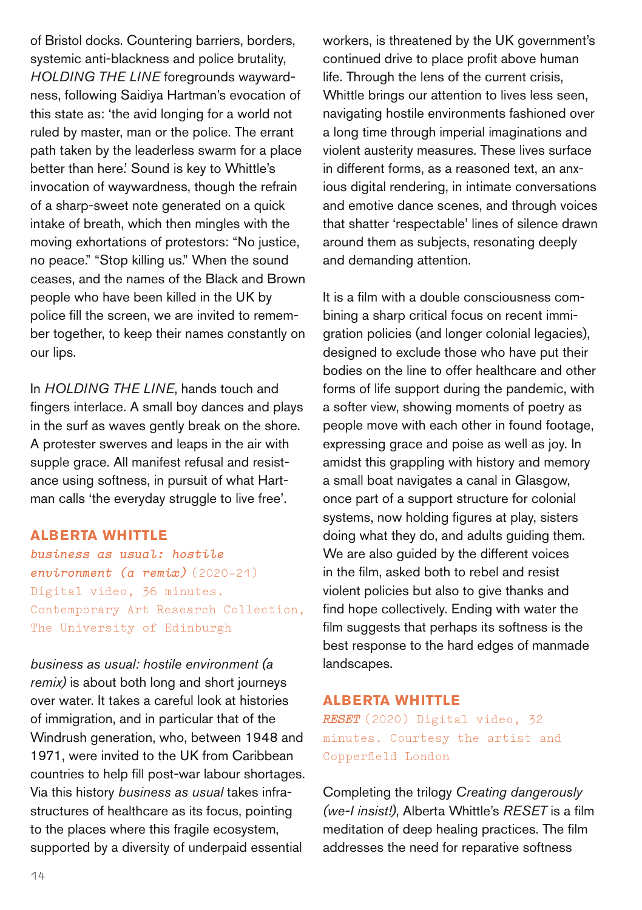of Bristol docks. Countering barriers, borders, systemic anti-blackness and police brutality, *HOLDING THE LINE* foregrounds waywardness, following Saidiya Hartman's evocation of this state as: 'the avid longing for a world not ruled by master, man or the police. The errant path taken by the leaderless swarm for a place better than here.' Sound is key to Whittle's invocation of waywardness, though the refrain of a sharp-sweet note generated on a quick intake of breath, which then mingles with the moving exhortations of protestors: "No justice, no peace." "Stop killing us." When the sound ceases, and the names of the Black and Brown people who have been killed in the UK by police fill the screen, we are invited to remember together, to keep their names constantly on our lips.

In *HOLDING THE LINE*, hands touch and fingers interlace. A small boy dances and plays in the surf as waves gently break on the shore. A protester swerves and leaps in the air with supple grace. All manifest refusal and resistance using softness, in pursuit of what Hartman calls 'the everyday struggle to live free'.

### ALBERTA WHITTLE

***business as usual: hostile environment (a remix)*** (2020-21)
Digital video, 36 minutes.
Contemporary Art Research Collection, The University of Edinburgh

*business as usual: hostile environment (a remix)* is about both long and short journeys over water. It takes a careful look at histories of immigration, and in particular that of the Windrush generation, who, between 1948 and 1971, were invited to the UK from Caribbean countries to help fill post-war labour shortages. Via this history *business as usual* takes infrastructures of healthcare as its focus, pointing to the places where this fragile ecosystem, supported by a diversity of underpaid essential workers, is threatened by the UK government's continued drive to place profit above human life. Through the lens of the current crisis, Whittle brings our attention to lives less seen, navigating hostile environments fashioned over a long time through imperial imaginations and violent austerity measures. These lives surface in different forms, as a reasoned text, an anxious digital rendering, in intimate conversations and emotive dance scenes, and through voices that shatter 'respectable' lines of silence drawn around them as subjects, resonating deeply and demanding attention.

It is a film with a double consciousness combining a sharp critical focus on recent immigration policies (and longer colonial legacies), designed to exclude those who have put their bodies on the line to offer healthcare and other forms of life support during the pandemic, with a softer view, showing moments of poetry as people move with each other in found footage, expressing grace and poise as well as joy. In amidst this grappling with history and memory a small boat navigates a canal in Glasgow, once part of a support structure for colonial systems, now holding figures at play, sisters doing what they do, and adults guiding them. We are also guided by the different voices in the film, asked both to rebel and resist violent policies but also to give thanks and find hope collectively. Ending with water the film suggests that perhaps its softness is the best response to the hard edges of manmade landscapes.

### ALBERTA WHITTLE

***RESET*** (2020) Digital video, 32 minutes. Courtesy the artist and Copperfield London

Completing the trilogy *Creating dangerously (we-I insist!)*, Alberta Whittle's *RESET* is a film meditation of deep healing practices. The film addresses the need for reparative softness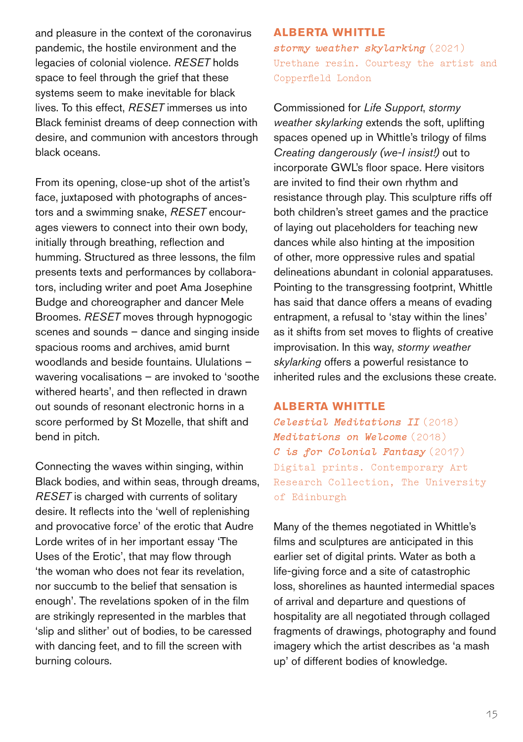and pleasure in the context of the coronavirus pandemic, the hostile environment and the legacies of colonial violence. *RESET* holds space to feel through the grief that these systems seem to make inevitable for black lives. To this effect, *RESET* immerses us into Black feminist dreams of deep connection with desire, and communion with ancestors through black oceans.

From its opening, close-up shot of the artist's face, juxtaposed with photographs of ancestors and a swimming snake, *RESET* encourages viewers to connect into their own body, initially through breathing, reflection and humming. Structured as three lessons, the film presents texts and performances by collaborators, including writer and poet Ama Josephine Budge and choreographer and dancer Mele Broomes. *RESET* moves through hypnogogic scenes and sounds – dance and singing inside spacious rooms and archives, amid burnt woodlands and beside fountains. Ululations – wavering vocalisations – are invoked to 'soothe withered hearts', and then reflected in drawn out sounds of resonant electronic horns in a score performed by St Mozelle, that shift and bend in pitch.

Connecting the waves within singing, within Black bodies, and within seas, through dreams, *RESET* is charged with currents of solitary desire. It reflects into the 'well of replenishing and provocative force' of the erotic that Audre Lorde writes of in her important essay 'The Uses of the Erotic', that may flow through 'the woman who does not fear its revelation, nor succumb to the belief that sensation is enough'. The revelations spoken of in the film are strikingly represented in the marbles that 'slip and slither' out of bodies, to be caressed with dancing feet, and to fill the screen with burning colours.

## ALBERTA WHITTLE

***stormy weather skylarking*** (2021)
Urethane resin. Courtesy the artist and Copperfield London

Commissioned for *Life Support*, *stormy weather skylarking* extends the soft, uplifting spaces opened up in Whittle's trilogy of films *Creating dangerously (we-I insist!)* out to incorporate GWL's floor space. Here visitors are invited to find their own rhythm and resistance through play. This sculpture riffs off both children's street games and the practice of laying out placeholders for teaching new dances while also hinting at the imposition of other, more oppressive rules and spatial delineations abundant in colonial apparatuses. Pointing to the transgressing footprint, Whittle has said that dance offers a means of evading entrapment, a refusal to 'stay within the lines' as it shifts from set moves to flights of creative improvisation. In this way, *stormy weather skylarking* offers a powerful resistance to inherited rules and the exclusions these create.

## ALBERTA WHITTLE

***Celestial Meditations II*** (2018)
***Meditations on Welcome*** (2018)
***C is for Colonial Fantasy*** (2017)
Digital prints. Contemporary Art Research Collection, The University of Edinburgh

Many of the themes negotiated in Whittle's films and sculptures are anticipated in this earlier set of digital prints. Water as both a life-giving force and a site of catastrophic loss, shorelines as haunted intermedial spaces of arrival and departure and questions of hospitality are all negotiated through collaged fragments of drawings, photography and found imagery which the artist describes as 'a mash up' of different bodies of knowledge.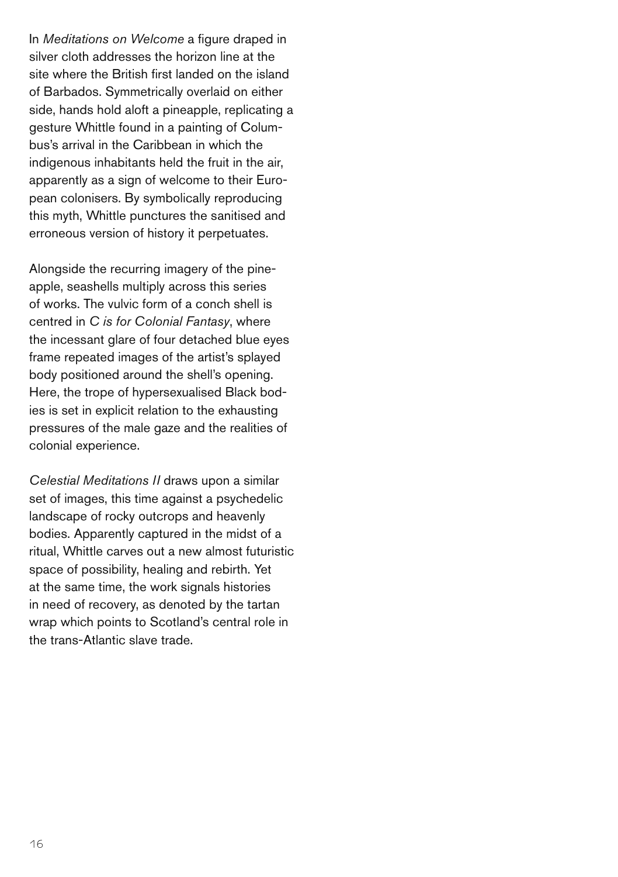In *Meditations on Welcome* a figure draped in silver cloth addresses the horizon line at the site where the British first landed on the island of Barbados. Symmetrically overlaid on either side, hands hold aloft a pineapple, replicating a gesture Whittle found in a painting of Columbus's arrival in the Caribbean in which the indigenous inhabitants held the fruit in the air, apparently as a sign of welcome to their European colonisers. By symbolically reproducing this myth, Whittle punctures the sanitised and erroneous version of history it perpetuates.

Alongside the recurring imagery of the pineapple, seashells multiply across this series of works. The vulvic form of a conch shell is centred in *C is for Colonial Fantasy*, where the incessant glare of four detached blue eyes frame repeated images of the artist's splayed body positioned around the shell's opening. Here, the trope of hypersexualised Black bodies is set in explicit relation to the exhausting pressures of the male gaze and the realities of colonial experience.

*Celestial Meditations II* draws upon a similar set of images, this time against a psychedelic landscape of rocky outcrops and heavenly bodies. Apparently captured in the midst of a ritual, Whittle carves out a new almost futuristic space of possibility, healing and rebirth. Yet at the same time, the work signals histories in need of recovery, as denoted by the tartan wrap which points to Scotland's central role in the trans-Atlantic slave trade.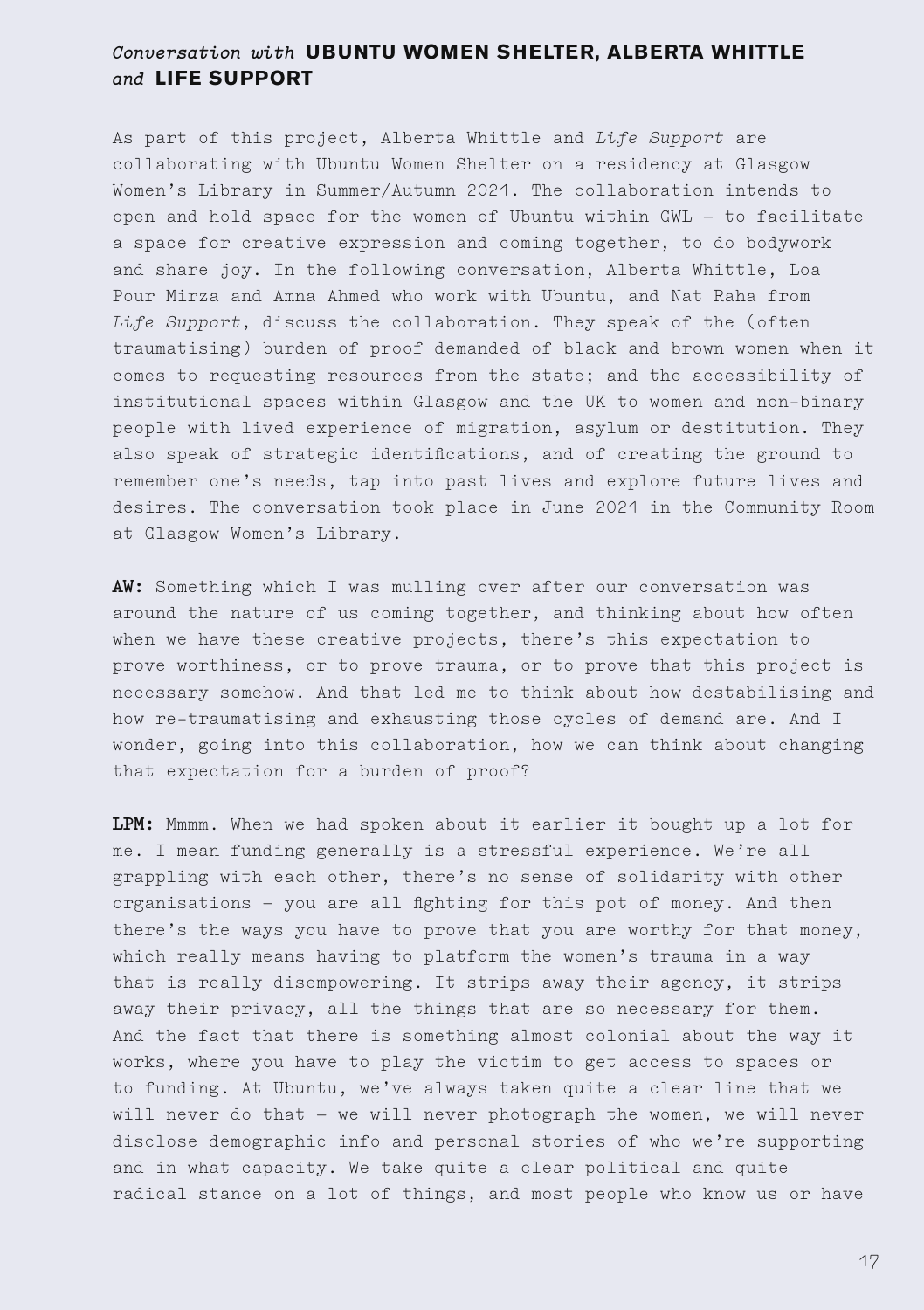## *Conversation with* **UBUNTU WOMEN SHELTER, ALBERTA WHITTLE** *and* **LIFE SUPPORT**

As part of this project, Alberta Whittle and *Life Support* are collaborating with Ubuntu Women Shelter on a residency at Glasgow Women's Library in Summer/Autumn 2021. The collaboration intends to open and hold space for the women of Ubuntu within GWL – to facilitate a space for creative expression and coming together, to do bodywork and share joy. In the following conversation, Alberta Whittle, Loa Pour Mirza and Amna Ahmed who work with Ubuntu, and Nat Raha from *Life Support*, discuss the collaboration. They speak of the (often traumatising) burden of proof demanded of black and brown women when it comes to requesting resources from the state; and the accessibility of institutional spaces within Glasgow and the UK to women and non-binary people with lived experience of migration, asylum or destitution. They also speak of strategic identifications, and of creating the ground to remember one's needs, tap into past lives and explore future lives and desires. The conversation took place in June 2021 in the Community Room at Glasgow Women's Library.

**AW:** Something which I was mulling over after our conversation was around the nature of us coming together, and thinking about how often when we have these creative projects, there's this expectation to prove worthiness, or to prove trauma, or to prove that this project is necessary somehow. And that led me to think about how destabilising and how re-traumatising and exhausting those cycles of demand are. And I wonder, going into this collaboration, how we can think about changing that expectation for a burden of proof?

**LPM:** Mmmm. When we had spoken about it earlier it bought up a lot for me. I mean funding generally is a stressful experience. We're all grappling with each other, there's no sense of solidarity with other organisations – you are all fighting for this pot of money. And then there's the ways you have to prove that you are worthy for that money, which really means having to platform the women's trauma in a way that is really disempowering. It strips away their agency, it strips away their privacy, all the things that are so necessary for them. And the fact that there is something almost colonial about the way it works, where you have to play the victim to get access to spaces or to funding. At Ubuntu, we've always taken quite a clear line that we will never do that – we will never photograph the women, we will never disclose demographic info and personal stories of who we're supporting and in what capacity. We take quite a clear political and quite radical stance on a lot of things, and most people who know us or have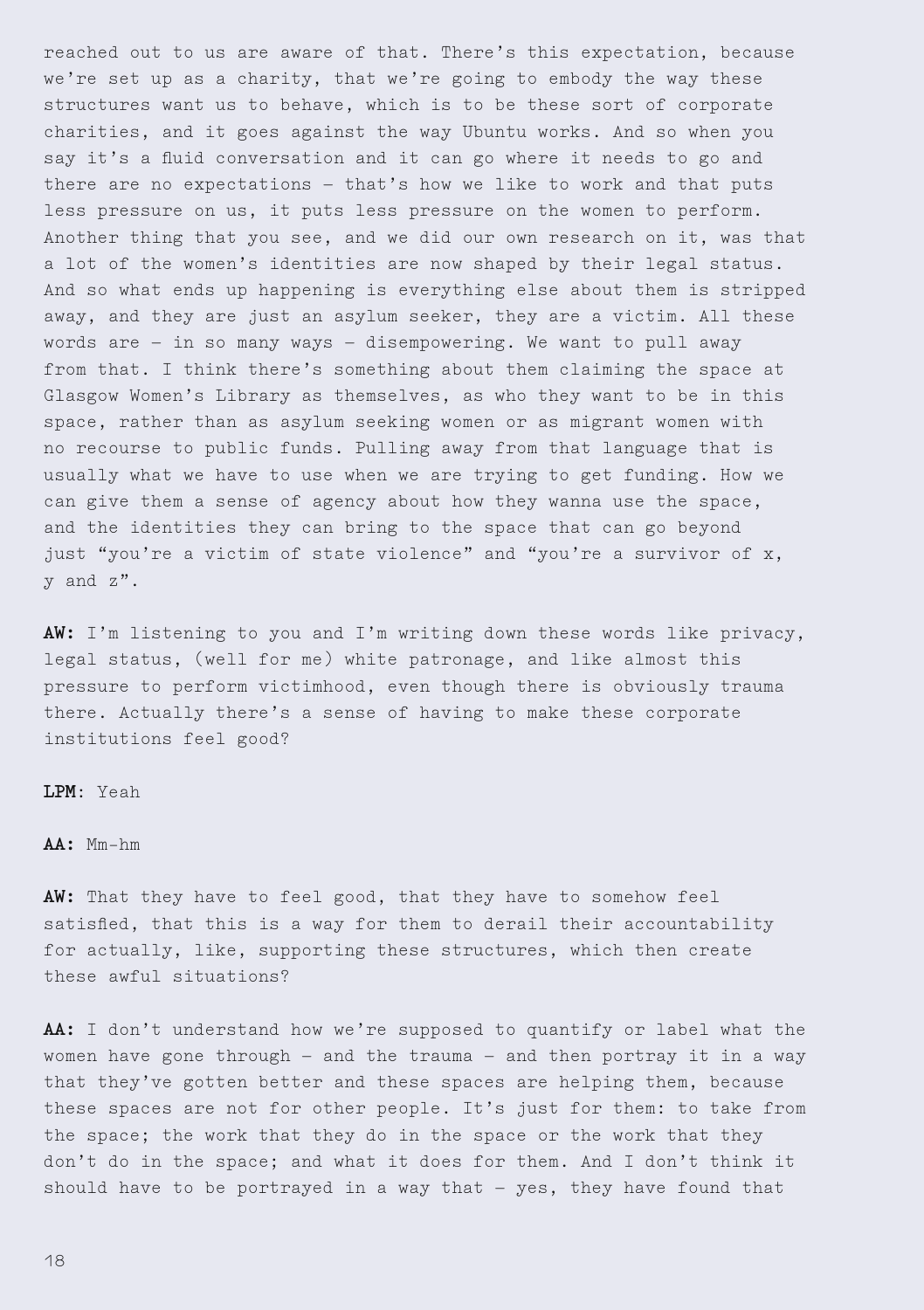reached out to us are aware of that. There's this expectation, because we're set up as a charity, that we're going to embody the way these structures want us to behave, which is to be these sort of corporate charities, and it goes against the way Ubuntu works. And so when you say it's a fluid conversation and it can go where it needs to go and there are no expectations – that's how we like to work and that puts less pressure on us, it puts less pressure on the women to perform. Another thing that you see, and we did our own research on it, was that a lot of the women's identities are now shaped by their legal status. And so what ends up happening is everything else about them is stripped away, and they are just an asylum seeker, they are a victim. All these words are – in so many ways – disempowering. We want to pull away from that. I think there's something about them claiming the space at Glasgow Women's Library as themselves, as who they want to be in this space, rather than as asylum seeking women or as migrant women with no recourse to public funds. Pulling away from that language that is usually what we have to use when we are trying to get funding. How we can give them a sense of agency about how they wanna use the space, and the identities they can bring to the space that can go beyond just "you're a victim of state violence" and "you're a survivor of x, y and z".

**AW:** I'm listening to you and I'm writing down these words like privacy, legal status, (well for me) white patronage, and like almost this pressure to perform victimhood, even though there is obviously trauma there. Actually there's a sense of having to make these corporate institutions feel good?

**LPM**: Yeah

**AA:** Mm-hm

**AW:** That they have to feel good, that they have to somehow feel satisfied, that this is a way for them to derail their accountability for actually, like, supporting these structures, which then create these awful situations?

**AA:** I don't understand how we're supposed to quantify or label what the women have gone through – and the trauma – and then portray it in a way that they've gotten better and these spaces are helping them, because these spaces are not for other people. It's just for them: to take from the space; the work that they do in the space or the work that they don't do in the space; and what it does for them. And I don't think it should have to be portrayed in a way that – yes, they have found that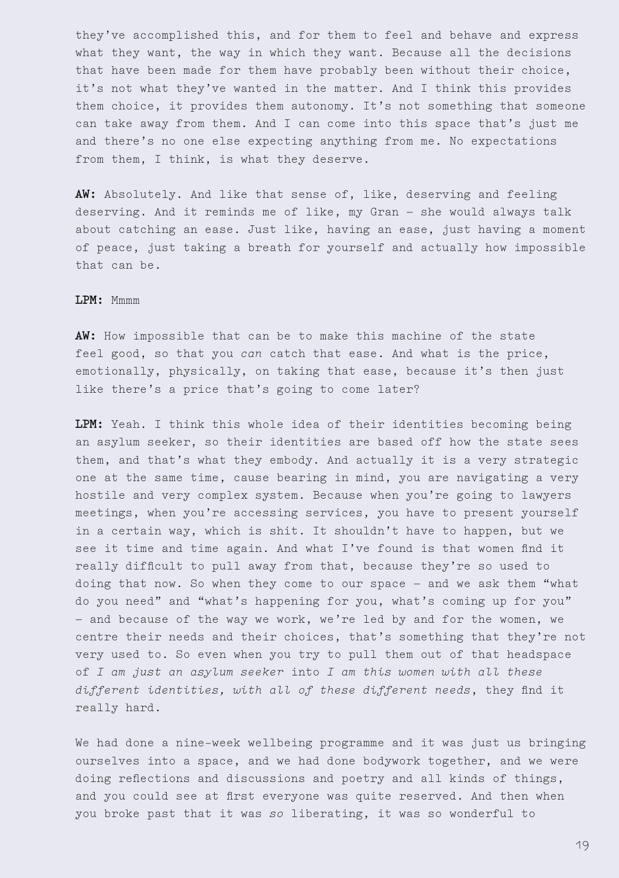they've accomplished this, and for them to feel and behave and express what they want, the way in which they want. Because all the decisions that have been made for them have probably been without their choice, it's not what they've wanted in the matter. And I think this provides them choice, it provides them autonomy. It's not something that someone can take away from them. And I can come into this space that's just me and there's no one else expecting anything from me. No expectations from them, I think, is what they deserve.

**AW:** Absolutely. And like that sense of, like, deserving and feeling deserving. And it reminds me of like, my Gran – she would always talk about catching an ease. Just like, having an ease, just having a moment of peace, just taking a breath for yourself and actually how impossible that can be.

**LPM:** Mmmm

**AW:** How impossible that can be to make this machine of the state feel good, so that you *can* catch that ease. And what is the price, emotionally, physically, on taking that ease, because it's then just like there's a price that's going to come later?

**LPM:** Yeah. I think this whole idea of their identities becoming being an asylum seeker, so their identities are based off how the state sees them, and that's what they embody. And actually it is a very strategic one at the same time, cause bearing in mind, you are navigating a very hostile and very complex system. Because when you're going to lawyers meetings, when you're accessing services, you have to present yourself in a certain way, which is shit. It shouldn't have to happen, but we see it time and time again. And what I've found is that women find it really difficult to pull away from that, because they're so used to doing that now. So when they come to our space – and we ask them "what do you need" and "what's happening for you, what's coming up for you" – and because of the way we work, we're led by and for the women, we centre their needs and their choices, that's something that they're not very used to. So even when you try to pull them out of that headspace of *I am just an asylum seeker* into *I am this women with all these different identities, with all of these different needs*, they find it really hard.

We had done a nine-week wellbeing programme and it was just us bringing ourselves into a space, and we had done bodywork together, and we were doing reflections and discussions and poetry and all kinds of things, and you could see at first everyone was quite reserved. And then when you broke past that it was *so* liberating, it was so wonderful to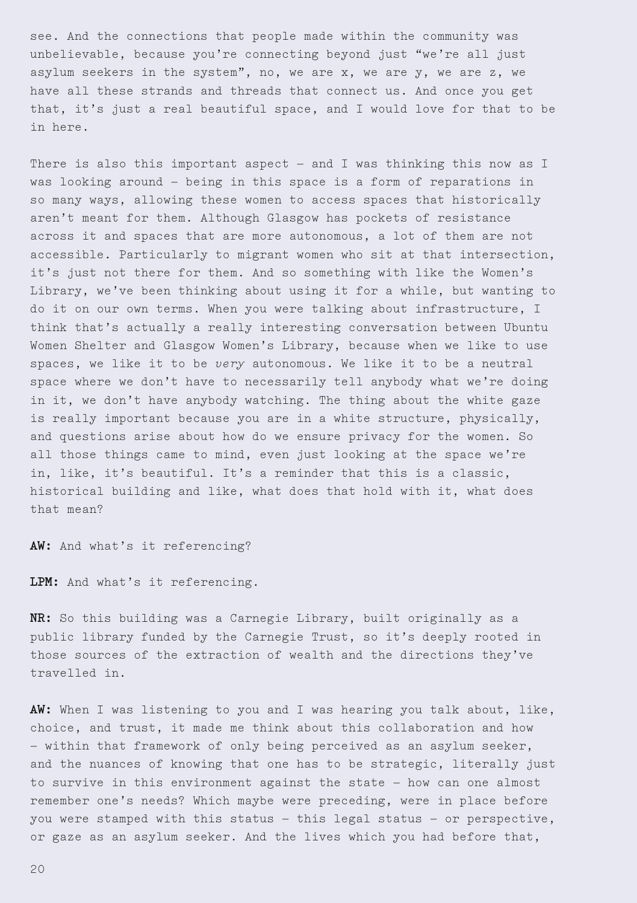see. And the connections that people made within the community was unbelievable, because you're connecting beyond just "we're all just asylum seekers in the system", no, we are x, we are y, we are z, we have all these strands and threads that connect us. And once you get that, it's just a real beautiful space, and I would love for that to be in here.

There is also this important aspect – and I was thinking this now as I was looking around – being in this space is a form of reparations in so many ways, allowing these women to access spaces that historically aren't meant for them. Although Glasgow has pockets of resistance across it and spaces that are more autonomous, a lot of them are not accessible. Particularly to migrant women who sit at that intersection, it's just not there for them. And so something with like the Women's Library, we've been thinking about using it for a while, but wanting to do it on our own terms. When you were talking about infrastructure, I think that's actually a really interesting conversation between Ubuntu Women Shelter and Glasgow Women's Library, because when we like to use spaces, we like it to be *very* autonomous. We like it to be a neutral space where we don't have to necessarily tell anybody what we're doing in it, we don't have anybody watching. The thing about the white gaze is really important because you are in a white structure, physically, and questions arise about how do we ensure privacy for the women. So all those things came to mind, even just looking at the space we're in, like, it's beautiful. It's a reminder that this is a classic, historical building and like, what does that hold with it, what does that mean?

**AW:** And what's it referencing?

**LPM:** And what's it referencing.

**NR:** So this building was a Carnegie Library, built originally as a public library funded by the Carnegie Trust, so it's deeply rooted in those sources of the extraction of wealth and the directions they've travelled in.

**AW:** When I was listening to you and I was hearing you talk about, like, choice, and trust, it made me think about this collaboration and how – within that framework of only being perceived as an asylum seeker, and the nuances of knowing that one has to be strategic, literally just to survive in this environment against the state – how can one almost remember one's needs? Which maybe were preceding, were in place before you were stamped with this status – this legal status – or perspective, or gaze as an asylum seeker. And the lives which you had before that,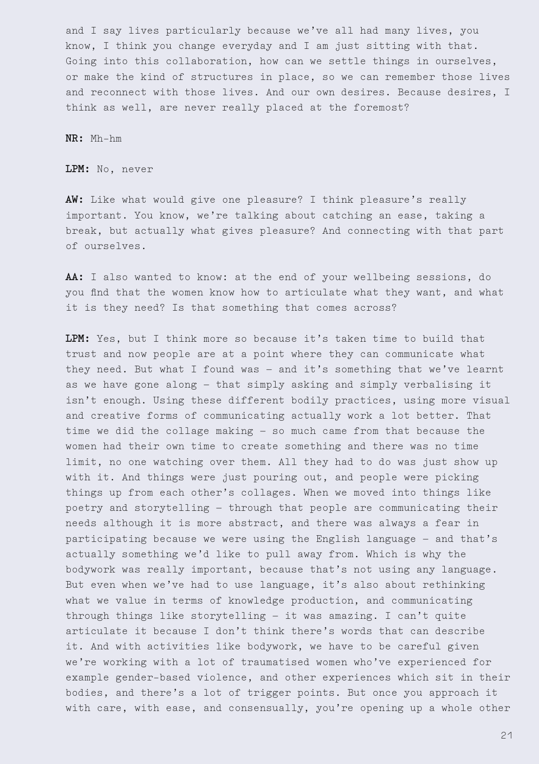and I say lives particularly because we've all had many lives, you know, I think you change everyday and I am just sitting with that. Going into this collaboration, how can we settle things in ourselves, or make the kind of structures in place, so we can remember those lives and reconnect with those lives. And our own desires. Because desires, I think as well, are never really placed at the foremost?

**NR:** Mh-hm

**LPM:** No, never

**AW:** Like what would give one pleasure? I think pleasure's really important. You know, we're talking about catching an ease, taking a break, but actually what gives pleasure? And connecting with that part of ourselves.

**AA:** I also wanted to know: at the end of your wellbeing sessions, do you find that the women know how to articulate what they want, and what it is they need? Is that something that comes across?

**LPM:** Yes, but I think more so because it's taken time to build that trust and now people are at a point where they can communicate what they need. But what I found was – and it's something that we've learnt as we have gone along – that simply asking and simply verbalising it isn't enough. Using these different bodily practices, using more visual and creative forms of communicating actually work a lot better. That time we did the collage making – so much came from that because the women had their own time to create something and there was no time limit, no one watching over them. All they had to do was just show up with it. And things were just pouring out, and people were picking things up from each other's collages. When we moved into things like poetry and storytelling – through that people are communicating their needs although it is more abstract, and there was always a fear in participating because we were using the English language – and that's actually something we'd like to pull away from. Which is why the bodywork was really important, because that's not using any language. But even when we've had to use language, it's also about rethinking what we value in terms of knowledge production, and communicating through things like storytelling – it was amazing. I can't quite articulate it because I don't think there's words that can describe it. And with activities like bodywork, we have to be careful given we're working with a lot of traumatised women who've experienced for example gender-based violence, and other experiences which sit in their bodies, and there's a lot of trigger points. But once you approach it with care, with ease, and consensually, you're opening up a whole other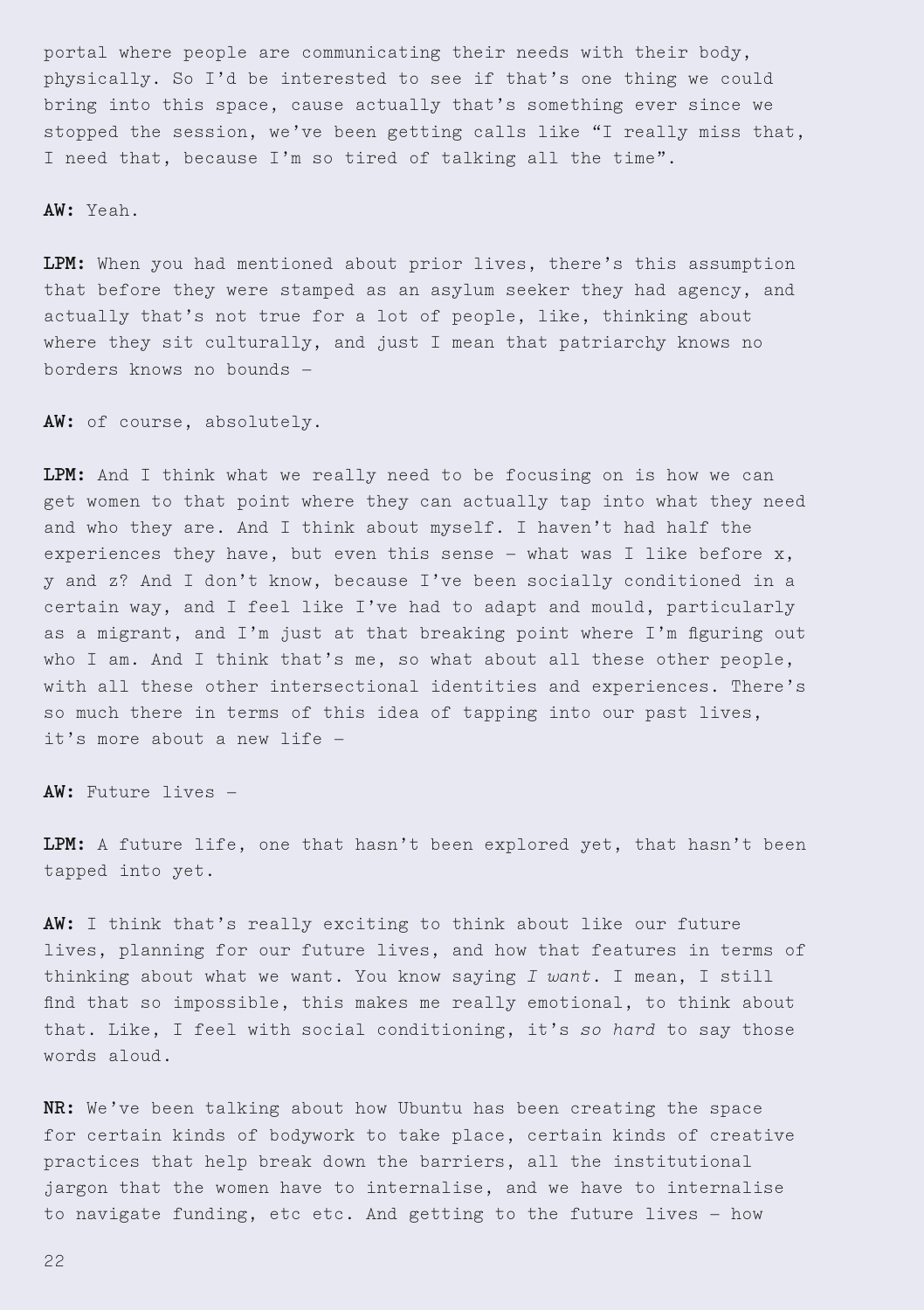portal where people are communicating their needs with their body, physically. So I'd be interested to see if that's one thing we could bring into this space, cause actually that's something ever since we stopped the session, we've been getting calls like "I really miss that, I need that, because I'm so tired of talking all the time".

**AW:** Yeah.

**LPM:** When you had mentioned about prior lives, there's this assumption that before they were stamped as an asylum seeker they had agency, and actually that's not true for a lot of people, like, thinking about where they sit culturally, and just I mean that patriarchy knows no borders knows no bounds –

**AW:** of course, absolutely.

**LPM:** And I think what we really need to be focusing on is how we can get women to that point where they can actually tap into what they need and who they are. And I think about myself. I haven't had half the experiences they have, but even this sense – what was I like before x, y and z? And I don't know, because I've been socially conditioned in a certain way, and I feel like I've had to adapt and mould, particularly as a migrant, and I'm just at that breaking point where I'm figuring out who I am. And I think that's me, so what about all these other people, with all these other intersectional identities and experiences. There's so much there in terms of this idea of tapping into our past lives, it's more about a new life –

**AW:** Future lives –

**LPM:** A future life, one that hasn't been explored yet, that hasn't been tapped into yet.

**AW:** I think that's really exciting to think about like our future lives, planning for our future lives, and how that features in terms of thinking about what we want. You know saying *I want*. I mean, I still find that so impossible, this makes me really emotional, to think about that. Like, I feel with social conditioning, it's *so hard* to say those words aloud.

**NR:** We've been talking about how Ubuntu has been creating the space for certain kinds of bodywork to take place, certain kinds of creative practices that help break down the barriers, all the institutional jargon that the women have to internalise, and we have to internalise to navigate funding, etc etc. And getting to the future lives – how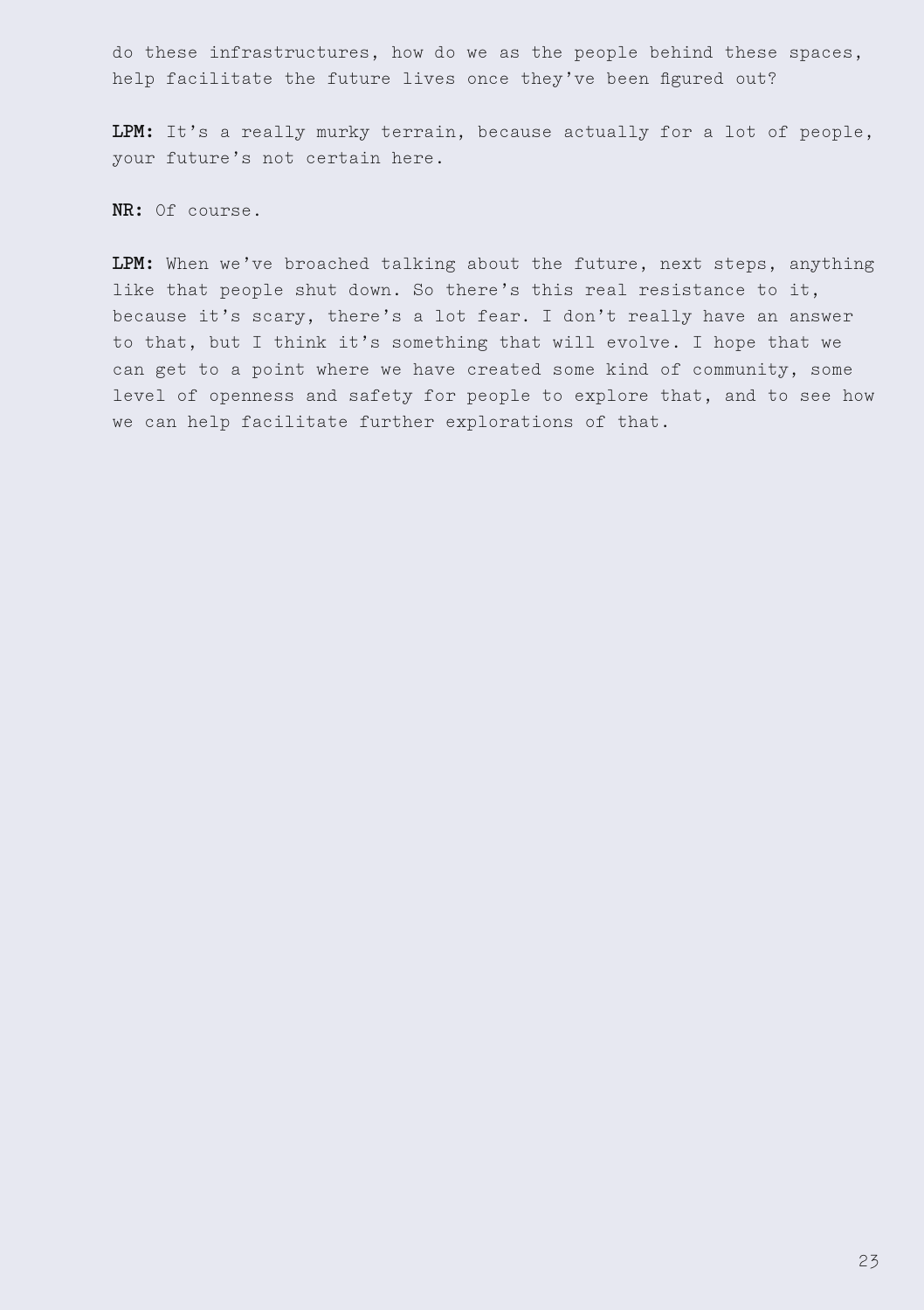do these infrastructures, how do we as the people behind these spaces, help facilitate the future lives once they've been figured out?

**LPM:** It's a really murky terrain, because actually for a lot of people, your future's not certain here.

**NR:** Of course.

**LPM:** When we've broached talking about the future, next steps, anything like that people shut down. So there's this real resistance to it, because it's scary, there's a lot fear. I don't really have an answer to that, but I think it's something that will evolve. I hope that we can get to a point where we have created some kind of community, some level of openness and safety for people to explore that, and to see how we can help facilitate further explorations of that.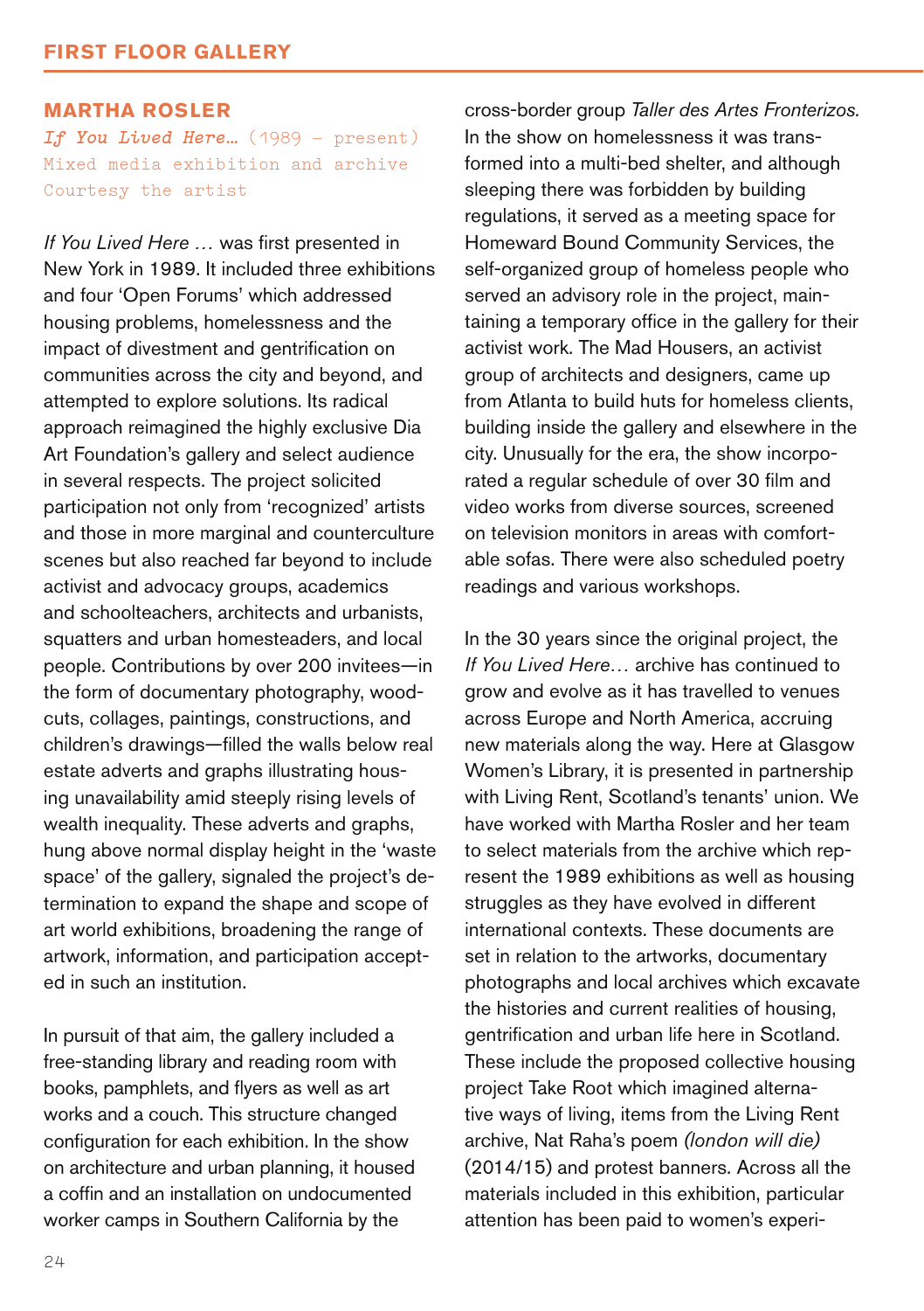## FIRST FLOOR GALLERY

### MARTHA ROSLER

*If You Lived Here…* (1989 – present)
Mixed media exhibition and archive
Courtesy the artist

*If You Lived Here …* was first presented in New York in 1989. It included three exhibitions and four 'Open Forums' which addressed housing problems, homelessness and the impact of divestment and gentrification on communities across the city and beyond, and attempted to explore solutions. Its radical approach reimagined the highly exclusive Dia Art Foundation's gallery and select audience in several respects. The project solicited participation not only from 'recognized' artists and those in more marginal and counterculture scenes but also reached far beyond to include activist and advocacy groups, academics and schoolteachers, architects and urbanists, squatters and urban homesteaders, and local people. Contributions by over 200 invitees—in the form of documentary photography, woodcuts, collages, paintings, constructions, and children's drawings—filled the walls below real estate adverts and graphs illustrating housing unavailability amid steeply rising levels of wealth inequality. These adverts and graphs, hung above normal display height in the 'waste space' of the gallery, signaled the project's determination to expand the shape and scope of art world exhibitions, broadening the range of artwork, information, and participation accepted in such an institution.

In pursuit of that aim, the gallery included a free-standing library and reading room with books, pamphlets, and flyers as well as art works and a couch. This structure changed configuration for each exhibition. In the show on architecture and urban planning, it housed a coffin and an installation on undocumented worker camps in Southern California by the cross-border group *Taller des Artes Fronterizos.* In the show on homelessness it was transformed into a multi-bed shelter, and although sleeping there was forbidden by building regulations, it served as a meeting space for Homeward Bound Community Services, the self-organized group of homeless people who served an advisory role in the project, maintaining a temporary office in the gallery for their activist work. The Mad Housers, an activist group of architects and designers, came up from Atlanta to build huts for homeless clients, building inside the gallery and elsewhere in the city. Unusually for the era, the show incorporated a regular schedule of over 30 film and video works from diverse sources, screened on television monitors in areas with comfortable sofas. There were also scheduled poetry readings and various workshops.

In the 30 years since the original project, the *If You Lived Here…* archive has continued to grow and evolve as it has travelled to venues across Europe and North America, accruing new materials along the way. Here at Glasgow Women's Library, it is presented in partnership with Living Rent, Scotland's tenants' union. We have worked with Martha Rosler and her team to select materials from the archive which represent the 1989 exhibitions as well as housing struggles as they have evolved in different international contexts. These documents are set in relation to the artworks, documentary photographs and local archives which excavate the histories and current realities of housing, gentrification and urban life here in Scotland. These include the proposed collective housing project Take Root which imagined alternative ways of living, items from the Living Rent archive, Nat Raha's poem *(london will die)* (2014/15) and protest banners. Across all the materials included in this exhibition, particular attention has been paid to women's experi-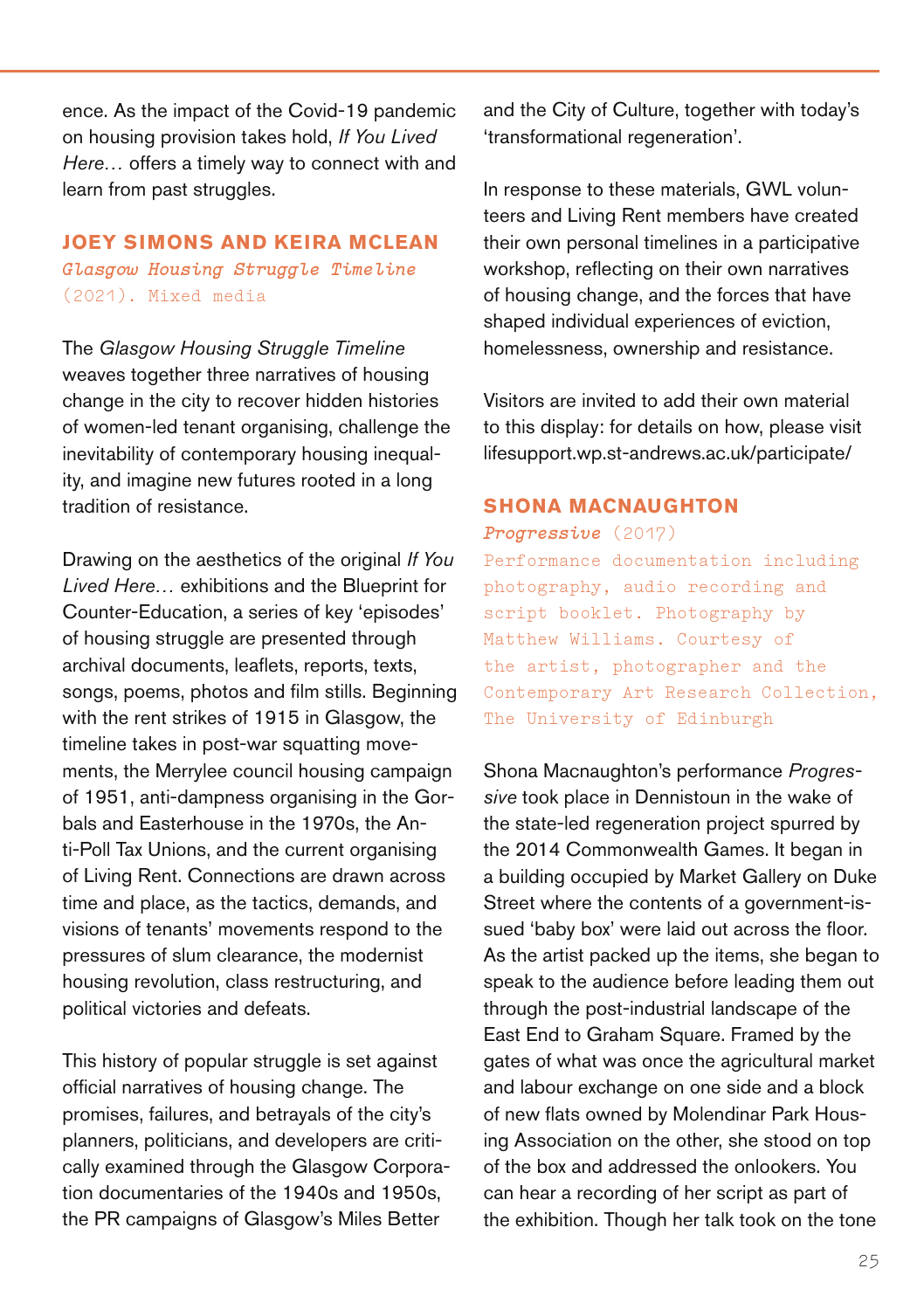ence. As the impact of the Covid-19 pandemic on housing provision takes hold, *If You Lived Here…* offers a timely way to connect with and learn from past struggles.

## JOEY SIMONS AND KEIRA MCLEAN

*Glasgow Housing Struggle Timeline* (2021). Mixed media

The *Glasgow Housing Struggle Timeline* weaves together three narratives of housing change in the city to recover hidden histories of women-led tenant organising, challenge the inevitability of contemporary housing inequality, and imagine new futures rooted in a long tradition of resistance.

Drawing on the aesthetics of the original *If You Lived Here…* exhibitions and the Blueprint for Counter-Education, a series of key 'episodes' of housing struggle are presented through archival documents, leaflets, reports, texts, songs, poems, photos and film stills. Beginning with the rent strikes of 1915 in Glasgow, the timeline takes in post-war squatting movements, the Merrylee council housing campaign of 1951, anti-dampness organising in the Gorbals and Easterhouse in the 1970s, the Anti-Poll Tax Unions, and the current organising of Living Rent. Connections are drawn across time and place, as the tactics, demands, and visions of tenants' movements respond to the pressures of slum clearance, the modernist housing revolution, class restructuring, and political victories and defeats.

This history of popular struggle is set against official narratives of housing change. The promises, failures, and betrayals of the city's planners, politicians, and developers are critically examined through the Glasgow Corporation documentaries of the 1940s and 1950s, the PR campaigns of Glasgow's Miles Better and the City of Culture, together with today's 'transformational regeneration'.

In response to these materials, GWL volunteers and Living Rent members have created their own personal timelines in a participative workshop, reflecting on their own narratives of housing change, and the forces that have shaped individual experiences of eviction, homelessness, ownership and resistance.

Visitors are invited to add their own material to this display: for details on how, please visit lifesupport.wp.st-andrews.ac.uk/participate/

## SHONA MACNAUGHTON

*Progressive* (2017)
Performance documentation including photography, audio recording and script booklet. Photography by Matthew Williams. Courtesy of the artist, photographer and the Contemporary Art Research Collection, The University of Edinburgh

Shona Macnaughton's performance *Progressive* took place in Dennistoun in the wake of the state-led regeneration project spurred by the 2014 Commonwealth Games. It began in a building occupied by Market Gallery on Duke Street where the contents of a government-issued 'baby box' were laid out across the floor. As the artist packed up the items, she began to speak to the audience before leading them out through the post-industrial landscape of the East End to Graham Square. Framed by the gates of what was once the agricultural market and labour exchange on one side and a block of new flats owned by Molendinar Park Housing Association on the other, she stood on top of the box and addressed the onlookers. You can hear a recording of her script as part of the exhibition. Though her talk took on the tone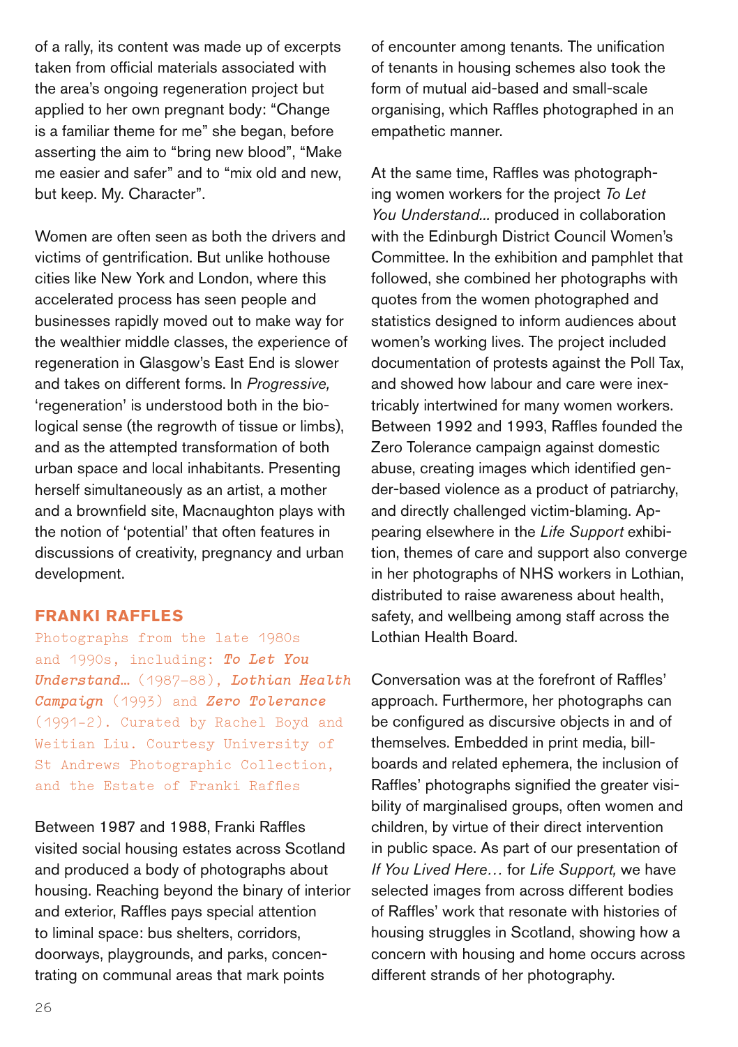of a rally, its content was made up of excerpts taken from official materials associated with the area's ongoing regeneration project but applied to her own pregnant body: "Change is a familiar theme for me" she began, before asserting the aim to "bring new blood", "Make me easier and safer" and to "mix old and new, but keep. My. Character".

Women are often seen as both the drivers and victims of gentrification. But unlike hothouse cities like New York and London, where this accelerated process has seen people and businesses rapidly moved out to make way for the wealthier middle classes, the experience of regeneration in Glasgow's East End is slower and takes on different forms. In *Progressive,* 'regeneration' is understood both in the biological sense (the regrowth of tissue or limbs), and as the attempted transformation of both urban space and local inhabitants. Presenting herself simultaneously as an artist, a mother and a brownfield site, Macnaughton plays with the notion of 'potential' that often features in discussions of creativity, pregnancy and urban development.

## FRANKI RAFFLES

Photographs from the late 1980s and 1990s, including: ***To Let You Understand…*** (1987–88), ***Lothian Health Campaign*** (1993) and ***Zero Tolerance*** (1991-2). Curated by Rachel Boyd and Weitian Liu. Courtesy University of St Andrews Photographic Collection, and the Estate of Franki Raffles

Between 1987 and 1988, Franki Raffles visited social housing estates across Scotland and produced a body of photographs about housing. Reaching beyond the binary of interior and exterior, Raffles pays special attention to liminal space: bus shelters, corridors, doorways, playgrounds, and parks, concentrating on communal areas that mark points of encounter among tenants. The unification of tenants in housing schemes also took the form of mutual aid-based and small-scale organising, which Raffles photographed in an empathetic manner.

At the same time, Raffles was photographing women workers for the project *To Let You Understand...* produced in collaboration with the Edinburgh District Council Women's Committee. In the exhibition and pamphlet that followed, she combined her photographs with quotes from the women photographed and statistics designed to inform audiences about women's working lives. The project included documentation of protests against the Poll Tax, and showed how labour and care were inextricably intertwined for many women workers. Between 1992 and 1993, Raffles founded the Zero Tolerance campaign against domestic abuse, creating images which identified gender-based violence as a product of patriarchy, and directly challenged victim-blaming. Appearing elsewhere in the *Life Support* exhibition, themes of care and support also converge in her photographs of NHS workers in Lothian, distributed to raise awareness about health, safety, and wellbeing among staff across the Lothian Health Board.

Conversation was at the forefront of Raffles' approach. Furthermore, her photographs can be configured as discursive objects in and of themselves. Embedded in print media, billboards and related ephemera, the inclusion of Raffles' photographs signified the greater visibility of marginalised groups, often women and children, by virtue of their direct intervention in public space. As part of our presentation of *If You Lived Here…* for *Life Support,* we have selected images from across different bodies of Raffles' work that resonate with histories of housing struggles in Scotland, showing how a concern with housing and home occurs across different strands of her photography.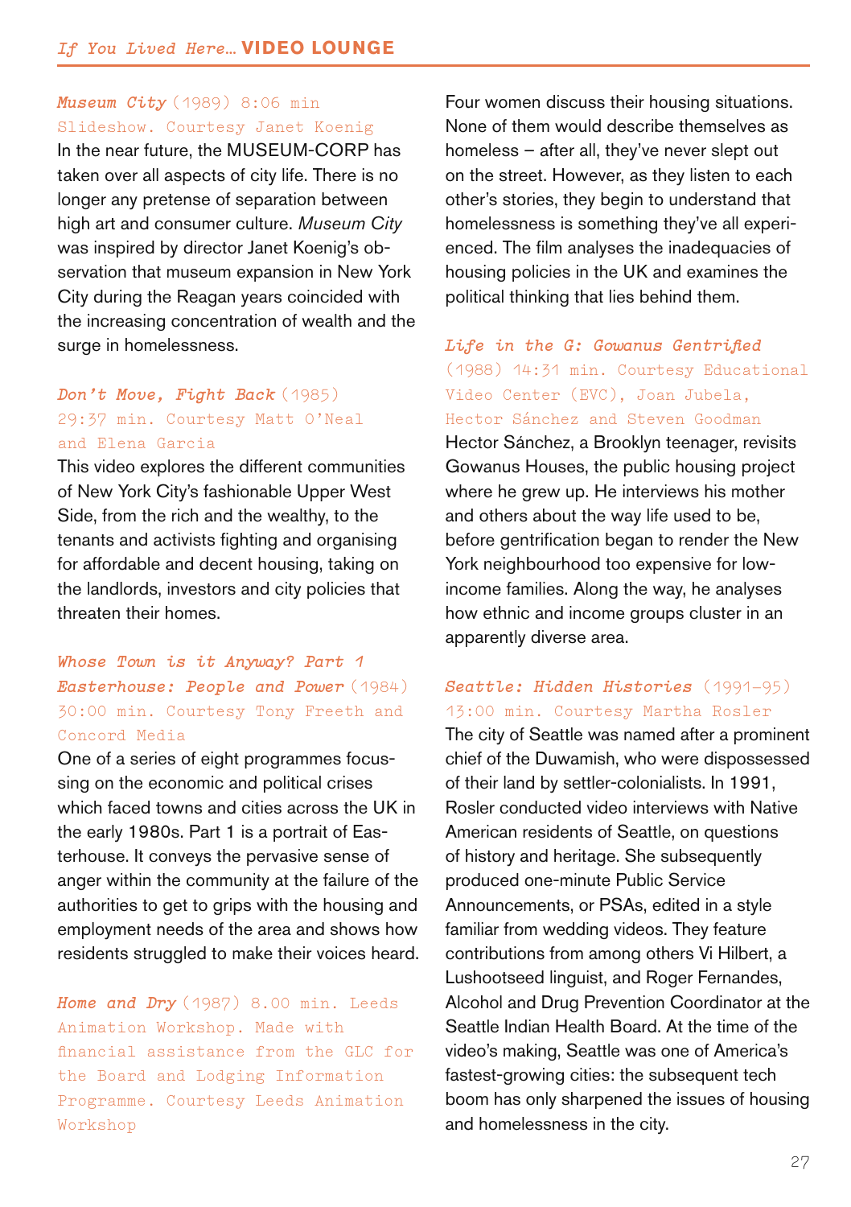## *Museum City* (1989) 8:06 min

Slideshow. Courtesy Janet Koenig

In the near future, the MUSEUM-CORP has taken over all aspects of city life. There is no longer any pretense of separation between high art and consumer culture. *Museum City* was inspired by director Janet Koenig's observation that museum expansion in New York City during the Reagan years coincided with the increasing concentration of wealth and the surge in homelessness.

## *Don't Move, Fight Back* (1985)

29:37 min. Courtesy Matt O'Neal and Elena Garcia

This video explores the different communities of New York City's fashionable Upper West Side, from the rich and the wealthy, to the tenants and activists fighting and organising for affordable and decent housing, taking on the landlords, investors and city policies that threaten their homes.

## *Whose Town is it Anyway? Part 1 Easterhouse: People and Power* (1984)

30:00 min. Courtesy Tony Freeth and Concord Media

One of a series of eight programmes focussing on the economic and political crises which faced towns and cities across the UK in the early 1980s. Part 1 is a portrait of Easterhouse. It conveys the pervasive sense of anger within the community at the failure of the authorities to get to grips with the housing and employment needs of the area and shows how residents struggled to make their voices heard.

## *Home and Dry* (1987) 8.00 min.

Leeds Animation Workshop. Made with financial assistance from the GLC for the Board and Lodging Information Programme. Courtesy Leeds Animation Workshop

Four women discuss their housing situations. None of them would describe themselves as homeless – after all, they've never slept out on the street. However, as they listen to each other's stories, they begin to understand that homelessness is something they've all experienced. The film analyses the inadequacies of housing policies in the UK and examines the political thinking that lies behind them.

## *Life in the G: Gowanus Gentrified*

(1988) 14:31 min. Courtesy Educational Video Center (EVC), Joan Jubela, Hector Sánchez and Steven Goodman

Hector Sánchez, a Brooklyn teenager, revisits Gowanus Houses, the public housing project where he grew up. He interviews his mother and others about the way life used to be, before gentrification began to render the New York neighbourhood too expensive for low-income families. Along the way, he analyses how ethnic and income groups cluster in an apparently diverse area.

## *Seattle: Hidden Histories* (1991–95)

13:00 min. Courtesy Martha Rosler

The city of Seattle was named after a prominent chief of the Duwamish, who were dispossessed of their land by settler-colonialists. In 1991, Rosler conducted video interviews with Native American residents of Seattle, on questions of history and heritage. She subsequently produced one-minute Public Service Announcements, or PSAs, edited in a style familiar from wedding videos. They feature contributions from among others Vi Hilbert, a Lushootseed linguist, and Roger Fernandes, Alcohol and Drug Prevention Coordinator at the Seattle Indian Health Board. At the time of the video's making, Seattle was one of America's fastest-growing cities: the subsequent tech boom has only sharpened the issues of housing and homelessness in the city.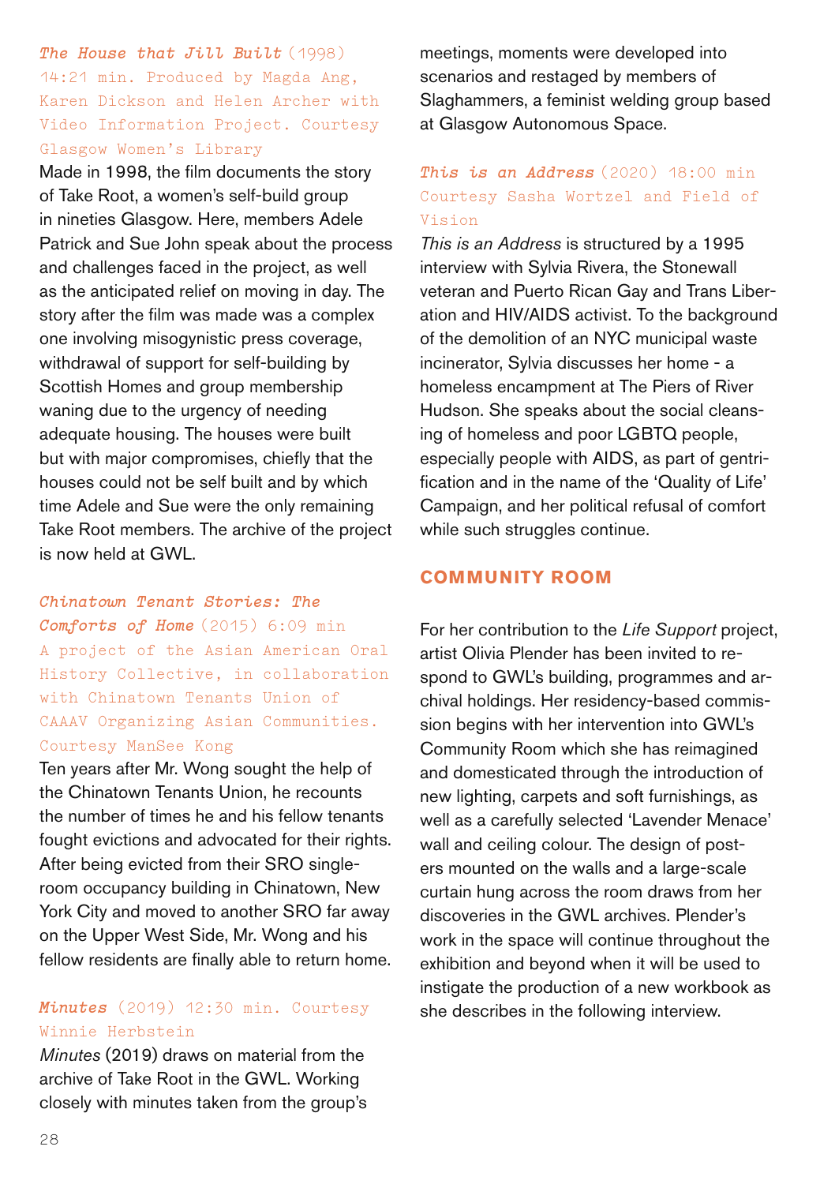***The House that Jill Built*** (1998) 14:21 min. Produced by Magda Ang, Karen Dickson and Helen Archer with Video Information Project. Courtesy Glasgow Women's Library

Made in 1998, the film documents the story of Take Root, a women's self-build group in nineties Glasgow. Here, members Adele Patrick and Sue John speak about the process and challenges faced in the project, as well as the anticipated relief on moving in day. The story after the film was made was a complex one involving misogynistic press coverage, withdrawal of support for self-building by Scottish Homes and group membership waning due to the urgency of needing adequate housing. The houses were built but with major compromises, chiefly that the houses could not be self built and by which time Adele and Sue were the only remaining Take Root members. The archive of the project is now held at GWL.

***Chinatown Tenant Stories: The Comforts of Home*** (2015) 6:09 min A project of the Asian American Oral History Collective, in collaboration with Chinatown Tenants Union of CAAAV Organizing Asian Communities. Courtesy ManSee Kong

Ten years after Mr. Wong sought the help of the Chinatown Tenants Union, he recounts the number of times he and his fellow tenants fought evictions and advocated for their rights. After being evicted from their SRO single-room occupancy building in Chinatown, New York City and moved to another SRO far away on the Upper West Side, Mr. Wong and his fellow residents are finally able to return home.

***Minutes*** (2019) 12:30 min. Courtesy Winnie Herbstein

*Minutes* (2019) draws on material from the archive of Take Root in the GWL. Working closely with minutes taken from the group's meetings, moments were developed into scenarios and restaged by members of Slaghammers, a feminist welding group based at Glasgow Autonomous Space.

***This is an Address*** (2020) 18:00 min Courtesy Sasha Wortzel and Field of Vision

*This is an Address* is structured by a 1995 interview with Sylvia Rivera, the Stonewall veteran and Puerto Rican Gay and Trans Liberation and HIV/AIDS activist. To the background of the demolition of an NYC municipal waste incinerator, Sylvia discusses her home - a homeless encampment at The Piers of River Hudson. She speaks about the social cleansing of homeless and poor LGBTQ people, especially people with AIDS, as part of gentrification and in the name of the 'Quality of Life' Campaign, and her political refusal of comfort while such struggles continue.

## COMMUNITY ROOM

For her contribution to the *Life Support* project, artist Olivia Plender has been invited to respond to GWL's building, programmes and archival holdings. Her residency-based commission begins with her intervention into GWL's Community Room which she has reimagined and domesticated through the introduction of new lighting, carpets and soft furnishings, as well as a carefully selected 'Lavender Menace' wall and ceiling colour. The design of posters mounted on the walls and a large-scale curtain hung across the room draws from her discoveries in the GWL archives. Plender's work in the space will continue throughout the exhibition and beyond when it will be used to instigate the production of a new workbook as she describes in the following interview.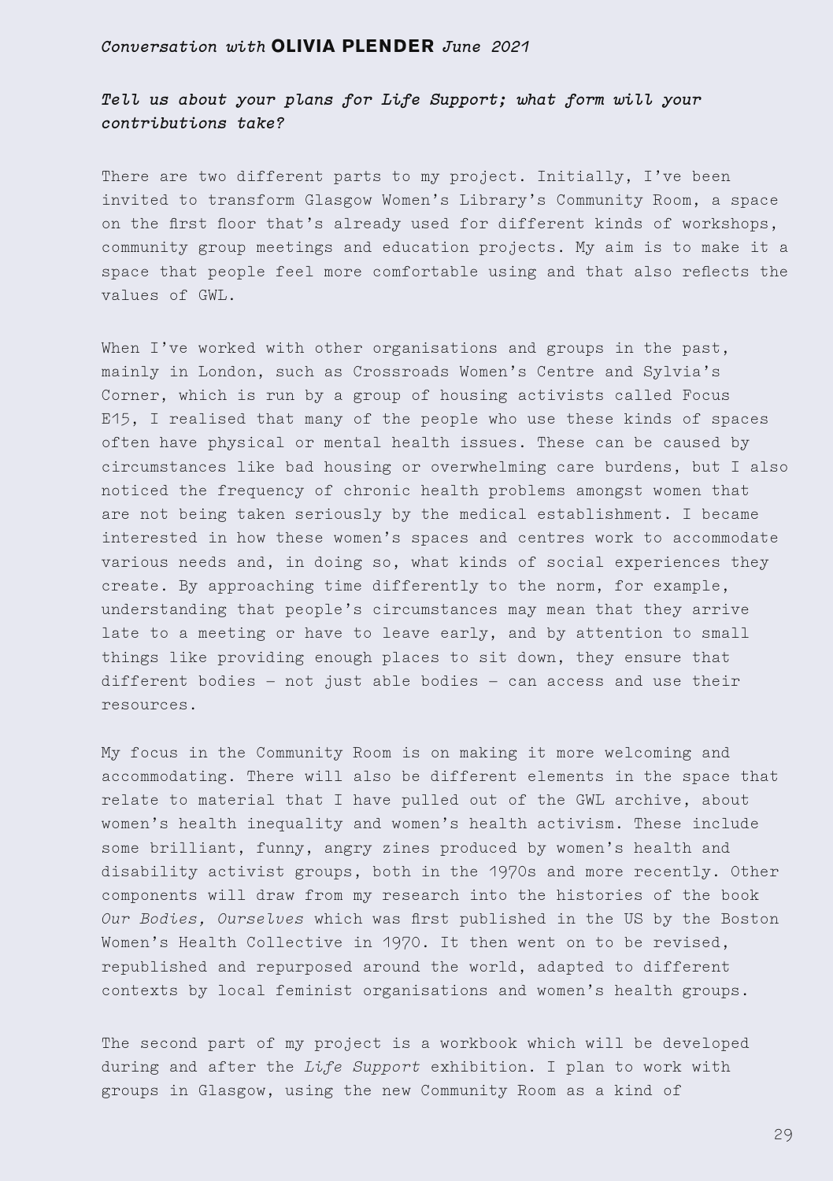*Conversation with* **OLIVIA PLENDER** *June 2021*

***Tell us about your plans for Life Support; what form will your contributions take?***

There are two different parts to my project. Initially, I've been invited to transform Glasgow Women's Library's Community Room, a space on the first floor that's already used for different kinds of workshops, community group meetings and education projects. My aim is to make it a space that people feel more comfortable using and that also reflects the values of GWL.

When I've worked with other organisations and groups in the past, mainly in London, such as Crossroads Women's Centre and Sylvia's Corner, which is run by a group of housing activists called Focus E15, I realised that many of the people who use these kinds of spaces often have physical or mental health issues. These can be caused by circumstances like bad housing or overwhelming care burdens, but I also noticed the frequency of chronic health problems amongst women that are not being taken seriously by the medical establishment. I became interested in how these women's spaces and centres work to accommodate various needs and, in doing so, what kinds of social experiences they create. By approaching time differently to the norm, for example, understanding that people's circumstances may mean that they arrive late to a meeting or have to leave early, and by attention to small things like providing enough places to sit down, they ensure that different bodies – not just able bodies – can access and use their resources.

My focus in the Community Room is on making it more welcoming and accommodating. There will also be different elements in the space that relate to material that I have pulled out of the GWL archive, about women's health inequality and women's health activism. These include some brilliant, funny, angry zines produced by women's health and disability activist groups, both in the 1970s and more recently. Other components will draw from my research into the histories of the book *Our Bodies, Ourselves* which was first published in the US by the Boston Women's Health Collective in 1970. It then went on to be revised, republished and repurposed around the world, adapted to different contexts by local feminist organisations and women's health groups.

The second part of my project is a workbook which will be developed during and after the *Life Support* exhibition. I plan to work with groups in Glasgow, using the new Community Room as a kind of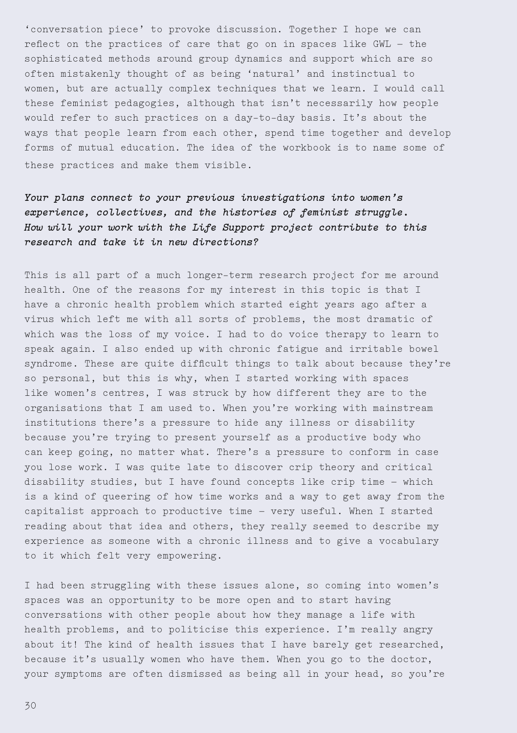'conversation piece' to provoke discussion. Together I hope we can reflect on the practices of care that go on in spaces like GWL – the sophisticated methods around group dynamics and support which are so often mistakenly thought of as being 'natural' and instinctual to women, but are actually complex techniques that we learn. I would call these feminist pedagogies, although that isn't necessarily how people would refer to such practices on a day-to-day basis. It's about the ways that people learn from each other, spend time together and develop forms of mutual education. The idea of the workbook is to name some of these practices and make them visible.

***Your plans connect to your previous investigations into women's experience, collectives, and the histories of feminist struggle. How will your work with the Life Support project contribute to this research and take it in new directions?***

This is all part of a much longer-term research project for me around health. One of the reasons for my interest in this topic is that I have a chronic health problem which started eight years ago after a virus which left me with all sorts of problems, the most dramatic of which was the loss of my voice. I had to do voice therapy to learn to speak again. I also ended up with chronic fatigue and irritable bowel syndrome. These are quite difficult things to talk about because they're so personal, but this is why, when I started working with spaces like women's centres, I was struck by how different they are to the organisations that I am used to. When you're working with mainstream institutions there's a pressure to hide any illness or disability because you're trying to present yourself as a productive body who can keep going, no matter what. There's a pressure to conform in case you lose work. I was quite late to discover crip theory and critical disability studies, but I have found concepts like crip time – which is a kind of queering of how time works and a way to get away from the capitalist approach to productive time – very useful. When I started reading about that idea and others, they really seemed to describe my experience as someone with a chronic illness and to give a vocabulary to it which felt very empowering.

I had been struggling with these issues alone, so coming into women's spaces was an opportunity to be more open and to start having conversations with other people about how they manage a life with health problems, and to politicise this experience. I'm really angry about it! The kind of health issues that I have barely get researched, because it's usually women who have them. When you go to the doctor, your symptoms are often dismissed as being all in your head, so you're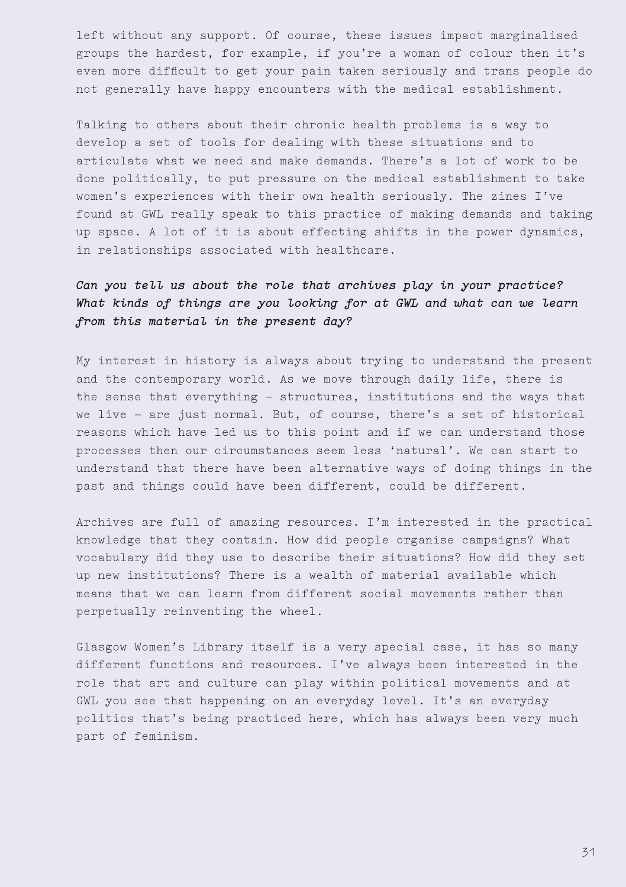left without any support. Of course, these issues impact marginalised groups the hardest, for example, if you're a woman of colour then it's even more difficult to get your pain taken seriously and trans people do not generally have happy encounters with the medical establishment.

Talking to others about their chronic health problems is a way to develop a set of tools for dealing with these situations and to articulate what we need and make demands. There's a lot of work to be done politically, to put pressure on the medical establishment to take women's experiences with their own health seriously. The zines I've found at GWL really speak to this practice of making demands and taking up space. A lot of it is about effecting shifts in the power dynamics, in relationships associated with healthcare.

*Can you tell us about the role that archives play in your practice? What kinds of things are you looking for at GWL and what can we learn from this material in the present day?*

My interest in history is always about trying to understand the present and the contemporary world. As we move through daily life, there is the sense that everything – structures, institutions and the ways that we live – are just normal. But, of course, there's a set of historical reasons which have led us to this point and if we can understand those processes then our circumstances seem less 'natural'. We can start to understand that there have been alternative ways of doing things in the past and things could have been different, could be different.

Archives are full of amazing resources. I'm interested in the practical knowledge that they contain. How did people organise campaigns? What vocabulary did they use to describe their situations? How did they set up new institutions? There is a wealth of material available which means that we can learn from different social movements rather than perpetually reinventing the wheel.

Glasgow Women's Library itself is a very special case, it has so many different functions and resources. I've always been interested in the role that art and culture can play within political movements and at GWL you see that happening on an everyday level. It's an everyday politics that's being practiced here, which has always been very much part of feminism.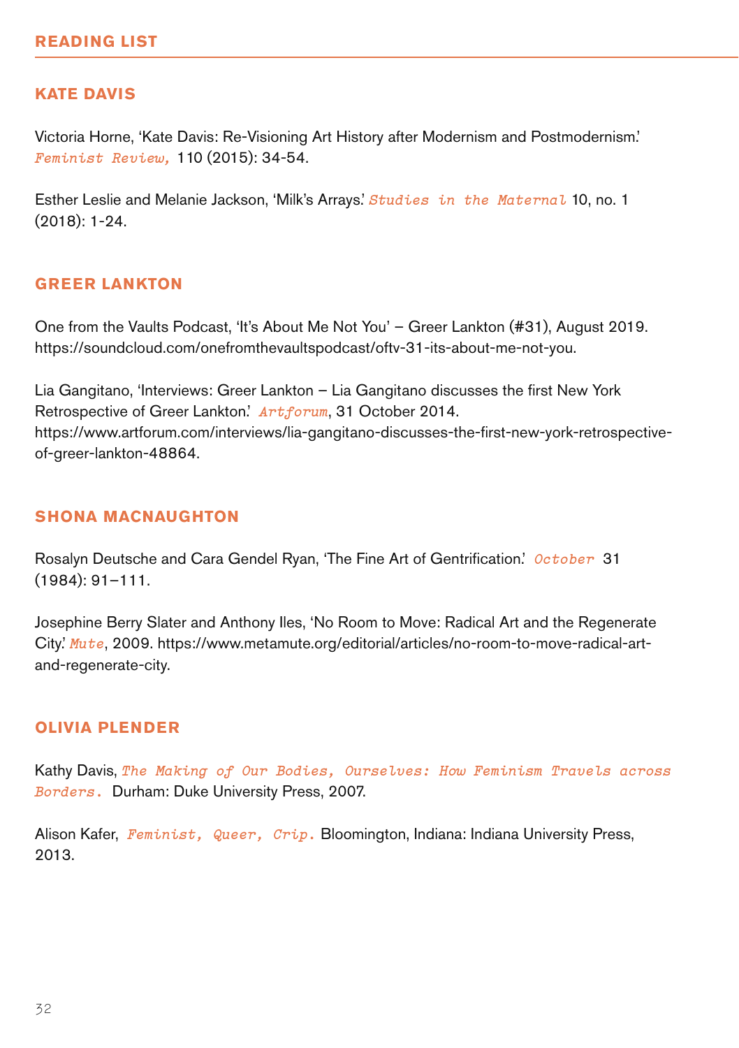## READING LIST

### KATE DAVIS

Victoria Horne, 'Kate Davis: Re-Visioning Art History after Modernism and Postmodernism.' *Feminist Review,* 110 (2015): 34-54.

Esther Leslie and Melanie Jackson, 'Milk's Arrays.' *Studies in the Maternal* 10, no. 1 (2018): 1-24.

### GREER LANKTON

One from the Vaults Podcast, 'It's About Me Not You' – Greer Lankton (#31), August 2019. https://soundcloud.com/onefromthevaultspodcast/oftv-31-its-about-me-not-you.

Lia Gangitano, 'Interviews: Greer Lankton – Lia Gangitano discusses the first New York Retrospective of Greer Lankton.' *Artforum*, 31 October 2014. https://www.artforum.com/interviews/lia-gangitano-discusses-the-first-new-york-retrospective-of-greer-lankton-48864.

### SHONA MACNAUGHTON

Rosalyn Deutsche and Cara Gendel Ryan, 'The Fine Art of Gentrification.' *October* 31 (1984): 91–111.

Josephine Berry Slater and Anthony Iles, 'No Room to Move: Radical Art and the Regenerate City.' *Mute*, 2009. https://www.metamute.org/editorial/articles/no-room-to-move-radical-art-and-regenerate-city.

### OLIVIA PLENDER

Kathy Davis, *The Making of Our Bodies, Ourselves: How Feminism Travels across Borders.* Durham: Duke University Press, 2007.

Alison Kafer, *Feminist, Queer, Crip.* Bloomington, Indiana: Indiana University Press, 2013.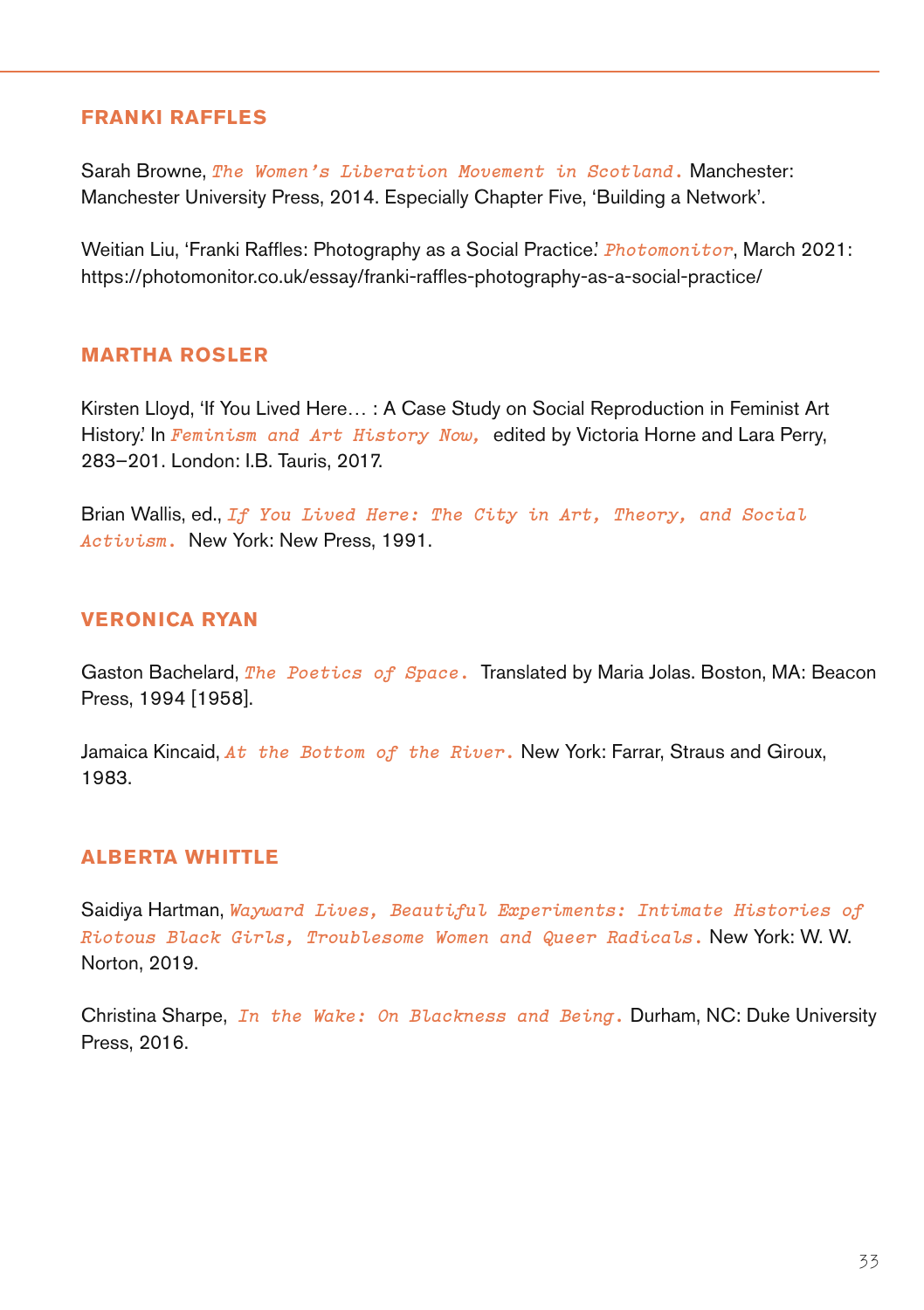## FRANKI RAFFLES

Sarah Browne, *The Women's Liberation Movement in Scotland.* Manchester: Manchester University Press, 2014. Especially Chapter Five, 'Building a Network'.

Weitian Liu, 'Franki Raffles: Photography as a Social Practice.' *Photomonitor*, March 2021: https://photomonitor.co.uk/essay/franki-raffles-photography-as-a-social-practice/

## MARTHA ROSLER

Kirsten Lloyd, 'If You Lived Here… : A Case Study on Social Reproduction in Feminist Art History.' In *Feminism and Art History Now,* edited by Victoria Horne and Lara Perry, 283–201. London: I.B. Tauris, 2017.

Brian Wallis, ed., *If You Lived Here: The City in Art, Theory, and Social Activism.* New York: New Press, 1991.

## VERONICA RYAN

Gaston Bachelard, *The Poetics of Space.* Translated by Maria Jolas. Boston, MA: Beacon Press, 1994 [1958].

Jamaica Kincaid, *At the Bottom of the River.* New York: Farrar, Straus and Giroux, 1983.

## ALBERTA WHITTLE

Saidiya Hartman, *Wayward Lives, Beautiful Experiments: Intimate Histories of Riotous Black Girls, Troublesome Women and Queer Radicals.* New York: W. W. Norton, 2019.

Christina Sharpe, *In the Wake: On Blackness and Being.* Durham, NC: Duke University Press, 2016.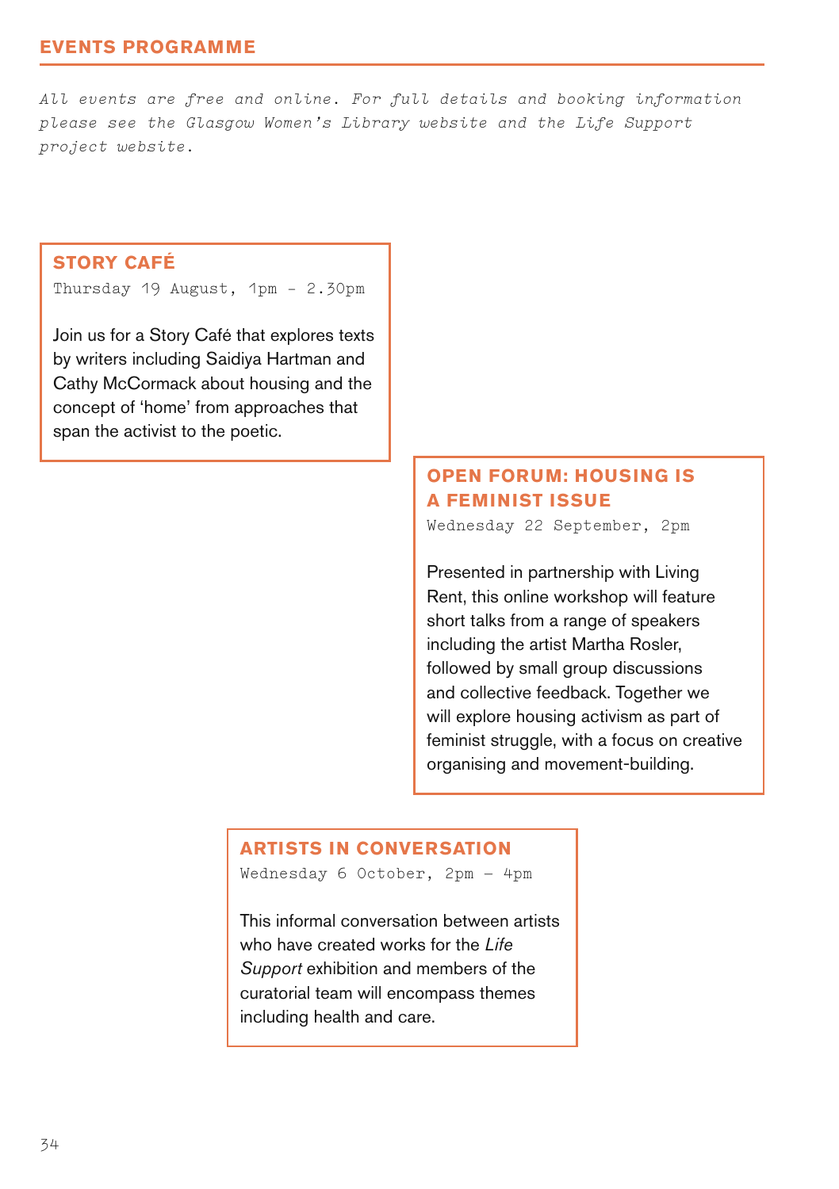## EVENTS PROGRAMME

*All events are free and online. For full details and booking information please see the Glasgow Women's Library website and the Life Support project website.*

### STORY CAFÉ

Thursday 19 August, 1pm - 2.30pm

Join us for a Story Café that explores texts by writers including Saidiya Hartman and Cathy McCormack about housing and the concept of 'home' from approaches that span the activist to the poetic.

### OPEN FORUM: HOUSING IS A FEMINIST ISSUE

Wednesday 22 September, 2pm

Presented in partnership with Living Rent, this online workshop will feature short talks from a range of speakers including the artist Martha Rosler, followed by small group discussions and collective feedback. Together we will explore housing activism as part of feminist struggle, with a focus on creative organising and movement-building.

### ARTISTS IN CONVERSATION

Wednesday 6 October, 2pm – 4pm

This informal conversation between artists who have created works for the *Life Support* exhibition and members of the curatorial team will encompass themes including health and care.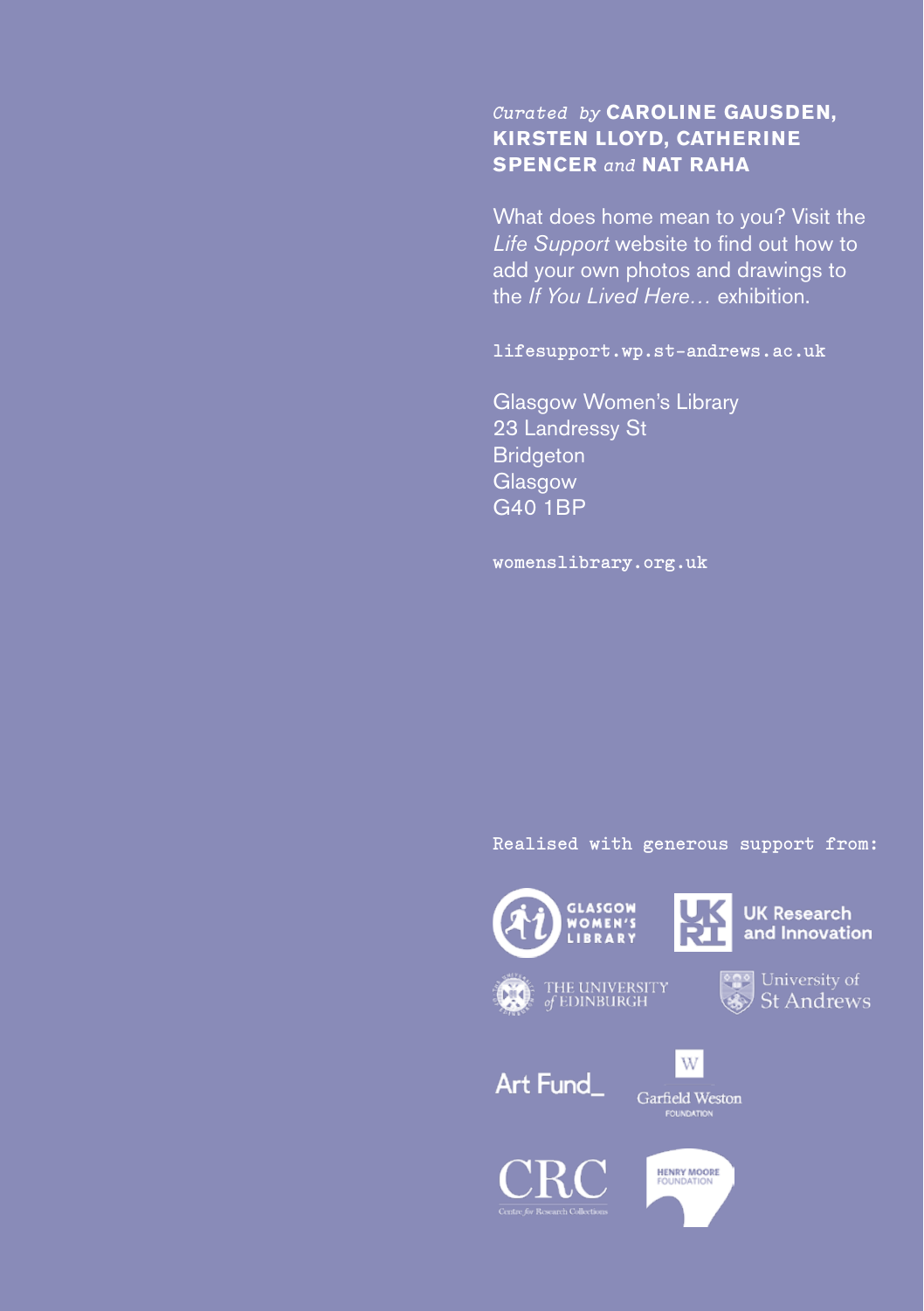*Curated by* **CAROLINE GAUSDEN, KIRSTEN LLOYD, CATHERINE SPENCER** *and* **NAT RAHA**

What does home mean to you? Visit the *Life Support* website to find out how to add your own photos and drawings to the *If You Lived Here…* exhibition.

lifesupport.wp.st-andrews.ac.uk

Glasgow Women's Library
23 Landressy St
Bridgeton
Glasgow
G40 1BP

womenslibrary.org.uk

Realised with generous support from:

Glasgow Women's Library
UK Research and Innovation
The University of Edinburgh
University of St Andrews
Art Fund_
Garfield Weston Foundation
CRC Centre for Research Collections
Henry Moore Foundation